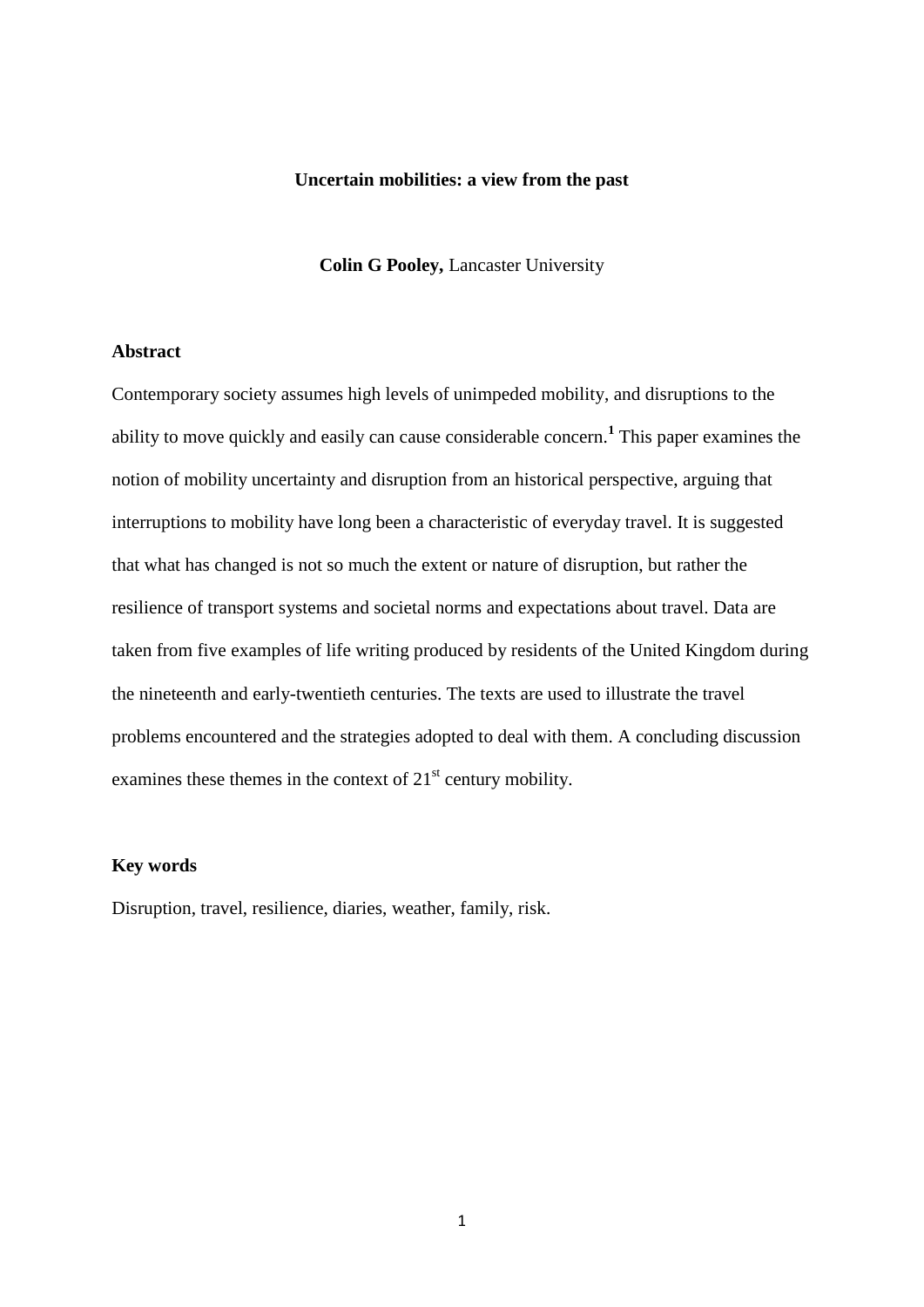# Uncertain mobilities: a view from the past

**Colin G Pooley,** Lancaster University

## Abstract

Contemporary society assumes high levels of unimpeded mobility, and disruptions to the ability to move quickly and easily can cause considerable concern.[1] This paper examines the notion of mobility uncertainty and disruption from an historical perspective, arguing that interruptions to mobility have long been a characteristic of everyday travel. It is suggested that what has changed is not so much the extent or nature of disruption, but rather the resilience of transport systems and societal norms and expectations about travel. Data are taken from five examples of life writing produced by residents of the United Kingdom during the nineteenth and early-twentieth centuries. The texts are used to illustrate the travel problems encountered and the strategies adopted to deal with them. A concluding discussion examines these themes in the context of 21st century mobility.

## Key words

Disruption, travel, resilience, diaries, weather, family, risk.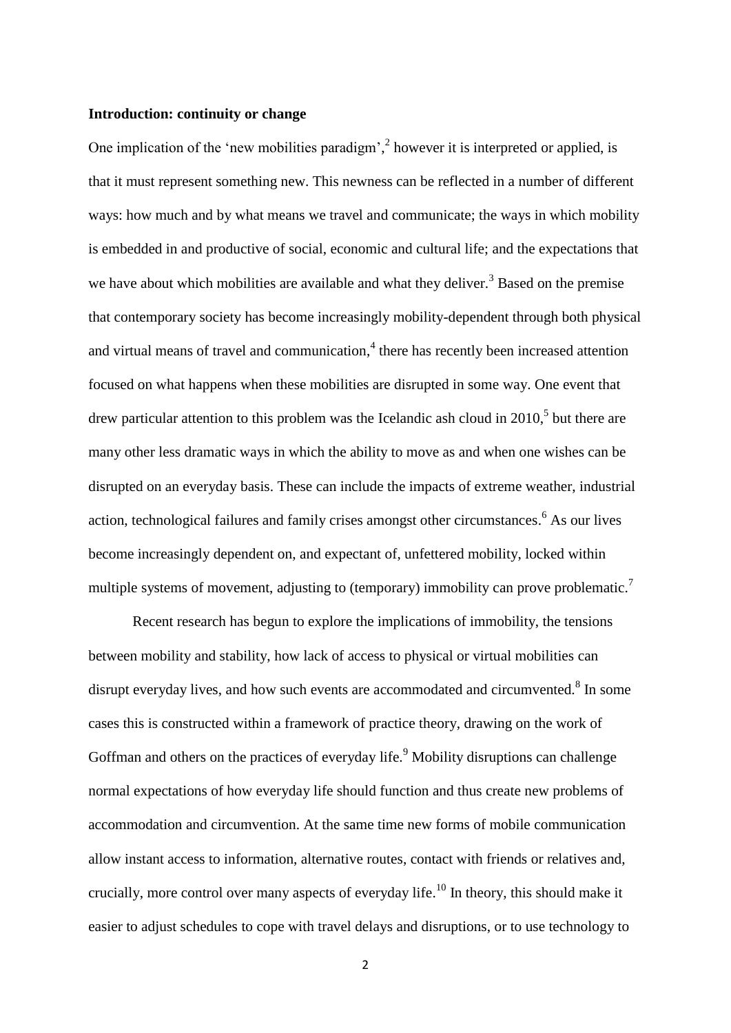**Introduction: continuity or change**

One implication of the 'new mobilities paradigm',[2] however it is interpreted or applied, is that it must represent something new. This newness can be reflected in a number of different ways: how much and by what means we travel and communicate; the ways in which mobility is embedded in and productive of social, economic and cultural life; and the expectations that we have about which mobilities are available and what they deliver.[3] Based on the premise that contemporary society has become increasingly mobility-dependent through both physical and virtual means of travel and communication,[4] there has recently been increased attention focused on what happens when these mobilities are disrupted in some way. One event that drew particular attention to this problem was the Icelandic ash cloud in 2010,[5] but there are many other less dramatic ways in which the ability to move as and when one wishes can be disrupted on an everyday basis. These can include the impacts of extreme weather, industrial action, technological failures and family crises amongst other circumstances.[6] As our lives become increasingly dependent on, and expectant of, unfettered mobility, locked within multiple systems of movement, adjusting to (temporary) immobility can prove problematic.[7]

Recent research has begun to explore the implications of immobility, the tensions between mobility and stability, how lack of access to physical or virtual mobilities can disrupt everyday lives, and how such events are accommodated and circumvented.[8] In some cases this is constructed within a framework of practice theory, drawing on the work of Goffman and others on the practices of everyday life.[9] Mobility disruptions can challenge normal expectations of how everyday life should function and thus create new problems of accommodation and circumvention. At the same time new forms of mobile communication allow instant access to information, alternative routes, contact with friends or relatives and, crucially, more control over many aspects of everyday life.[10] In theory, this should make it easier to adjust schedules to cope with travel delays and disruptions, or to use technology to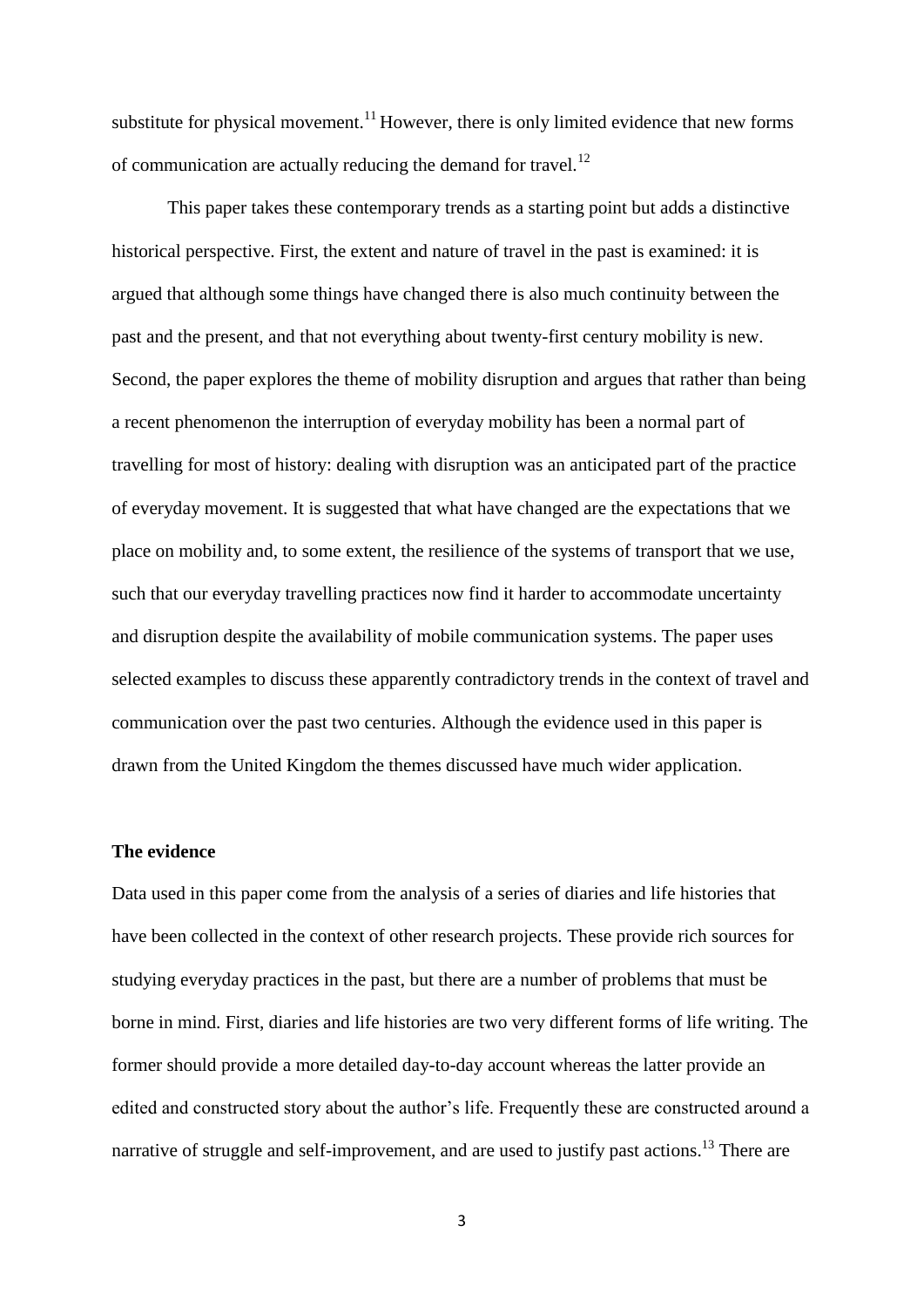substitute for physical movement.[11] However, there is only limited evidence that new forms of communication are actually reducing the demand for travel.[12]

This paper takes these contemporary trends as a starting point but adds a distinctive historical perspective. First, the extent and nature of travel in the past is examined: it is argued that although some things have changed there is also much continuity between the past and the present, and that not everything about twenty-first century mobility is new. Second, the paper explores the theme of mobility disruption and argues that rather than being a recent phenomenon the interruption of everyday mobility has been a normal part of travelling for most of history: dealing with disruption was an anticipated part of the practice of everyday movement. It is suggested that what have changed are the expectations that we place on mobility and, to some extent, the resilience of the systems of transport that we use, such that our everyday travelling practices now find it harder to accommodate uncertainty and disruption despite the availability of mobile communication systems. The paper uses selected examples to discuss these apparently contradictory trends in the context of travel and communication over the past two centuries. Although the evidence used in this paper is drawn from the United Kingdom the themes discussed have much wider application.

**The evidence**

Data used in this paper come from the analysis of a series of diaries and life histories that have been collected in the context of other research projects. These provide rich sources for studying everyday practices in the past, but there are a number of problems that must be borne in mind. First, diaries and life histories are two very different forms of life writing. The former should provide a more detailed day-to-day account whereas the latter provide an edited and constructed story about the author's life. Frequently these are constructed around a narrative of struggle and self-improvement, and are used to justify past actions.[13] There are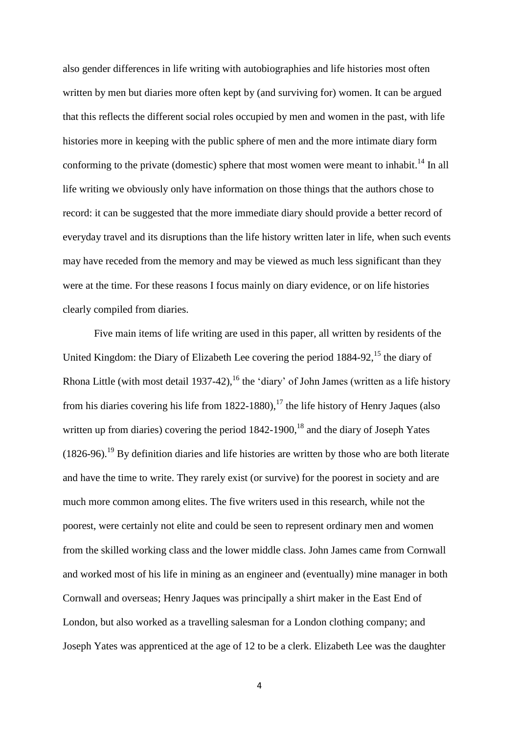also gender differences in life writing with autobiographies and life histories most often written by men but diaries more often kept by (and surviving for) women. It can be argued that this reflects the different social roles occupied by men and women in the past, with life histories more in keeping with the public sphere of men and the more intimate diary form conforming to the private (domestic) sphere that most women were meant to inhabit.[14] In all life writing we obviously only have information on those things that the authors chose to record: it can be suggested that the more immediate diary should provide a better record of everyday travel and its disruptions than the life history written later in life, when such events may have receded from the memory and may be viewed as much less significant than they were at the time. For these reasons I focus mainly on diary evidence, or on life histories clearly compiled from diaries.

Five main items of life writing are used in this paper, all written by residents of the United Kingdom: the Diary of Elizabeth Lee covering the period 1884-92,[15] the diary of Rhona Little (with most detail 1937-42),[16] the 'diary' of John James (written as a life history from his diaries covering his life from 1822-1880),[17] the life history of Henry Jaques (also written up from diaries) covering the period 1842-1900,[18] and the diary of Joseph Yates (1826-96).[19] By definition diaries and life histories are written by those who are both literate and have the time to write. They rarely exist (or survive) for the poorest in society and are much more common among elites. The five writers used in this research, while not the poorest, were certainly not elite and could be seen to represent ordinary men and women from the skilled working class and the lower middle class. John James came from Cornwall and worked most of his life in mining as an engineer and (eventually) mine manager in both Cornwall and overseas; Henry Jaques was principally a shirt maker in the East End of London, but also worked as a travelling salesman for a London clothing company; and Joseph Yates was apprenticed at the age of 12 to be a clerk. Elizabeth Lee was the daughter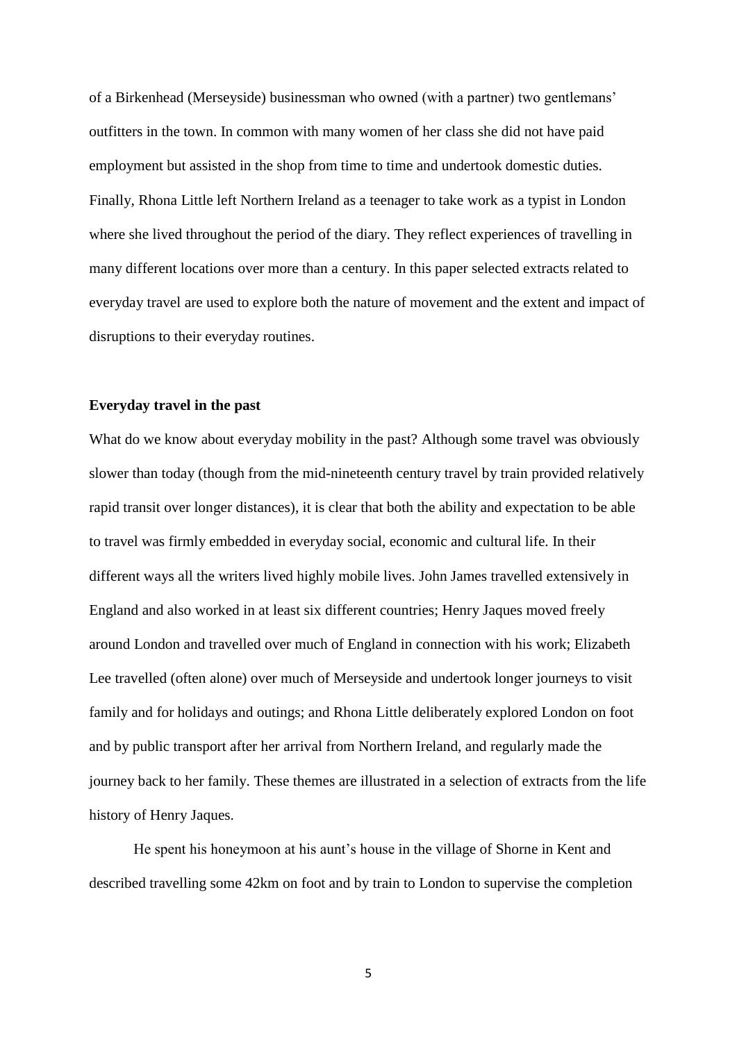of a Birkenhead (Merseyside) businessman who owned (with a partner) two gentlemans' outfitters in the town. In common with many women of her class she did not have paid employment but assisted in the shop from time to time and undertook domestic duties. Finally, Rhona Little left Northern Ireland as a teenager to take work as a typist in London where she lived throughout the period of the diary. They reflect experiences of travelling in many different locations over more than a century. In this paper selected extracts related to everyday travel are used to explore both the nature of movement and the extent and impact of disruptions to their everyday routines.

**Everyday travel in the past**

What do we know about everyday mobility in the past? Although some travel was obviously slower than today (though from the mid-nineteenth century travel by train provided relatively rapid transit over longer distances), it is clear that both the ability and expectation to be able to travel was firmly embedded in everyday social, economic and cultural life. In their different ways all the writers lived highly mobile lives. John James travelled extensively in England and also worked in at least six different countries; Henry Jaques moved freely around London and travelled over much of England in connection with his work; Elizabeth Lee travelled (often alone) over much of Merseyside and undertook longer journeys to visit family and for holidays and outings; and Rhona Little deliberately explored London on foot and by public transport after her arrival from Northern Ireland, and regularly made the journey back to her family. These themes are illustrated in a selection of extracts from the life history of Henry Jaques.

He spent his honeymoon at his aunt's house in the village of Shorne in Kent and described travelling some 42km on foot and by train to London to supervise the completion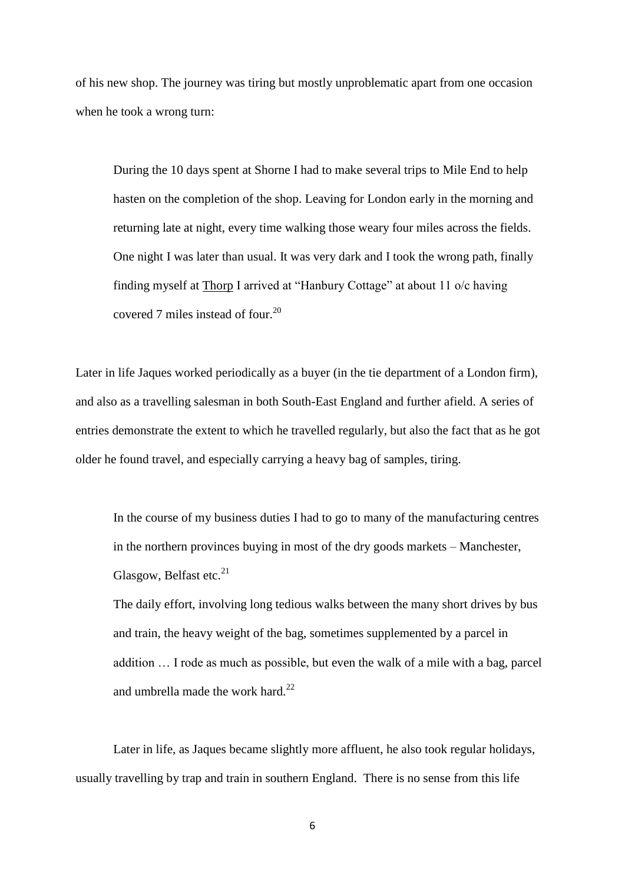of his new shop. The journey was tiring but mostly unproblematic apart from one occasion when he took a wrong turn:

> During the 10 days spent at Shorne I had to make several trips to Mile End to help hasten on the completion of the shop. Leaving for London early in the morning and returning late at night, every time walking those weary four miles across the fields. One night I was later than usual. It was very dark and I took the wrong path, finally finding myself at <u>Thorp</u> I arrived at "Hanbury Cottage" at about 11 o/c having covered 7 miles instead of four.[20]

Later in life Jaques worked periodically as a buyer (in the tie department of a London firm), and also as a travelling salesman in both South-East England and further afield. A series of entries demonstrate the extent to which he travelled regularly, but also the fact that as he got older he found travel, and especially carrying a heavy bag of samples, tiring.

> In the course of my business duties I had to go to many of the manufacturing centres in the northern provinces buying in most of the dry goods markets – Manchester, Glasgow, Belfast etc.[21]
>
> The daily effort, involving long tedious walks between the many short drives by bus and train, the heavy weight of the bag, sometimes supplemented by a parcel in addition … I rode as much as possible, but even the walk of a mile with a bag, parcel and umbrella made the work hard.[22]

Later in life, as Jaques became slightly more affluent, he also took regular holidays, usually travelling by trap and train in southern England. There is no sense from this life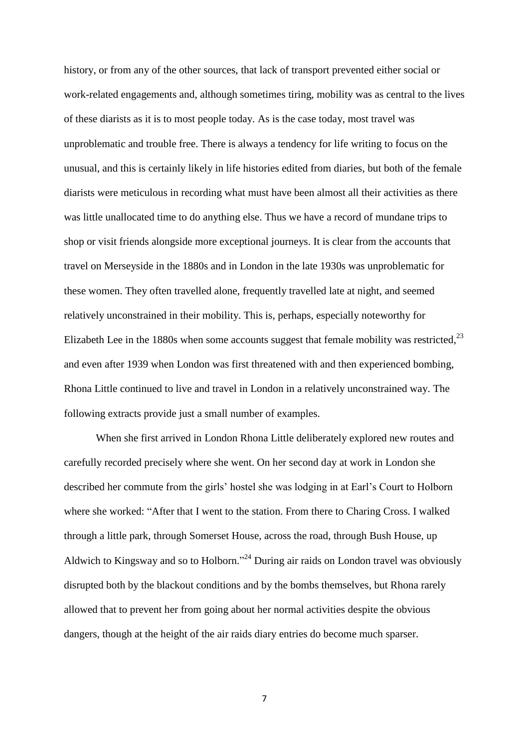history, or from any of the other sources, that lack of transport prevented either social or work-related engagements and, although sometimes tiring, mobility was as central to the lives of these diarists as it is to most people today. As is the case today, most travel was unproblematic and trouble free. There is always a tendency for life writing to focus on the unusual, and this is certainly likely in life histories edited from diaries, but both of the female diarists were meticulous in recording what must have been almost all their activities as there was little unallocated time to do anything else. Thus we have a record of mundane trips to shop or visit friends alongside more exceptional journeys. It is clear from the accounts that travel on Merseyside in the 1880s and in London in the late 1930s was unproblematic for these women. They often travelled alone, frequently travelled late at night, and seemed relatively unconstrained in their mobility. This is, perhaps, especially noteworthy for Elizabeth Lee in the 1880s when some accounts suggest that female mobility was restricted,[23] and even after 1939 when London was first threatened with and then experienced bombing, Rhona Little continued to live and travel in London in a relatively unconstrained way. The following extracts provide just a small number of examples.

When she first arrived in London Rhona Little deliberately explored new routes and carefully recorded precisely where she went. On her second day at work in London she described her commute from the girls' hostel she was lodging in at Earl's Court to Holborn where she worked: "After that I went to the station. From there to Charing Cross. I walked through a little park, through Somerset House, across the road, through Bush House, up Aldwich to Kingsway and so to Holborn."[24] During air raids on London travel was obviously disrupted both by the blackout conditions and by the bombs themselves, but Rhona rarely allowed that to prevent her from going about her normal activities despite the obvious dangers, though at the height of the air raids diary entries do become much sparser.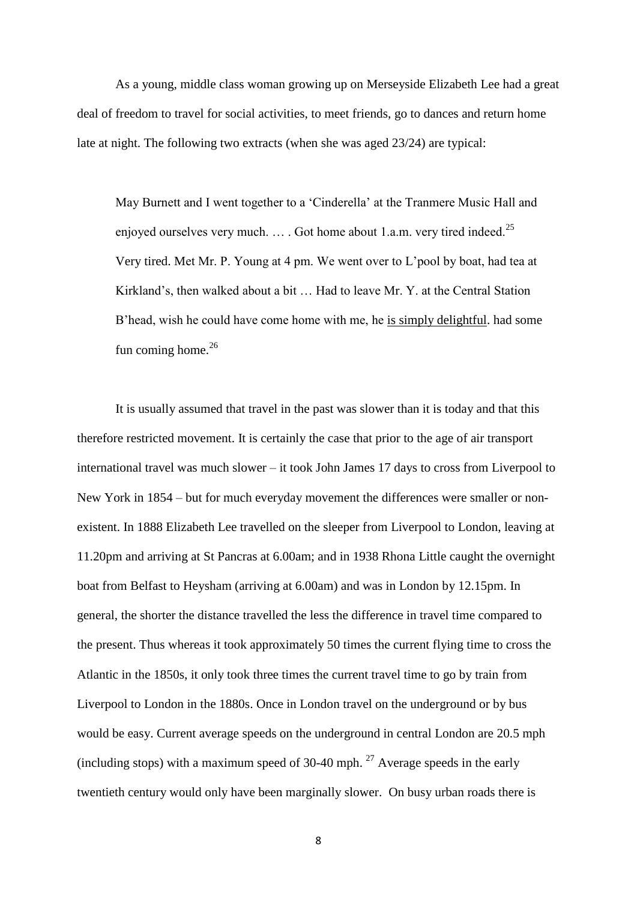As a young, middle class woman growing up on Merseyside Elizabeth Lee had a great deal of freedom to travel for social activities, to meet friends, go to dances and return home late at night. The following two extracts (when she was aged 23/24) are typical:

> May Burnett and I went together to a 'Cinderella' at the Tranmere Music Hall and enjoyed ourselves very much. … . Got home about 1.a.m. very tired indeed.[25]
> Very tired. Met Mr. P. Young at 4 pm. We went over to L'pool by boat, had tea at Kirkland's, then walked about a bit … Had to leave Mr. Y. at the Central Station B'head, wish he could have come home with me, he <u>is simply delightful</u>. had some fun coming home.[26]

It is usually assumed that travel in the past was slower than it is today and that this therefore restricted movement. It is certainly the case that prior to the age of air transport international travel was much slower – it took John James 17 days to cross from Liverpool to New York in 1854 – but for much everyday movement the differences were smaller or non-existent. In 1888 Elizabeth Lee travelled on the sleeper from Liverpool to London, leaving at 11.20pm and arriving at St Pancras at 6.00am; and in 1938 Rhona Little caught the overnight boat from Belfast to Heysham (arriving at 6.00am) and was in London by 12.15pm. In general, the shorter the distance travelled the less the difference in travel time compared to the present. Thus whereas it took approximately 50 times the current flying time to cross the Atlantic in the 1850s, it only took three times the current travel time to go by train from Liverpool to London in the 1880s. Once in London travel on the underground or by bus would be easy. Current average speeds on the underground in central London are 20.5 mph (including stops) with a maximum speed of 30-40 mph.[27] Average speeds in the early twentieth century would only have been marginally slower. On busy urban roads there is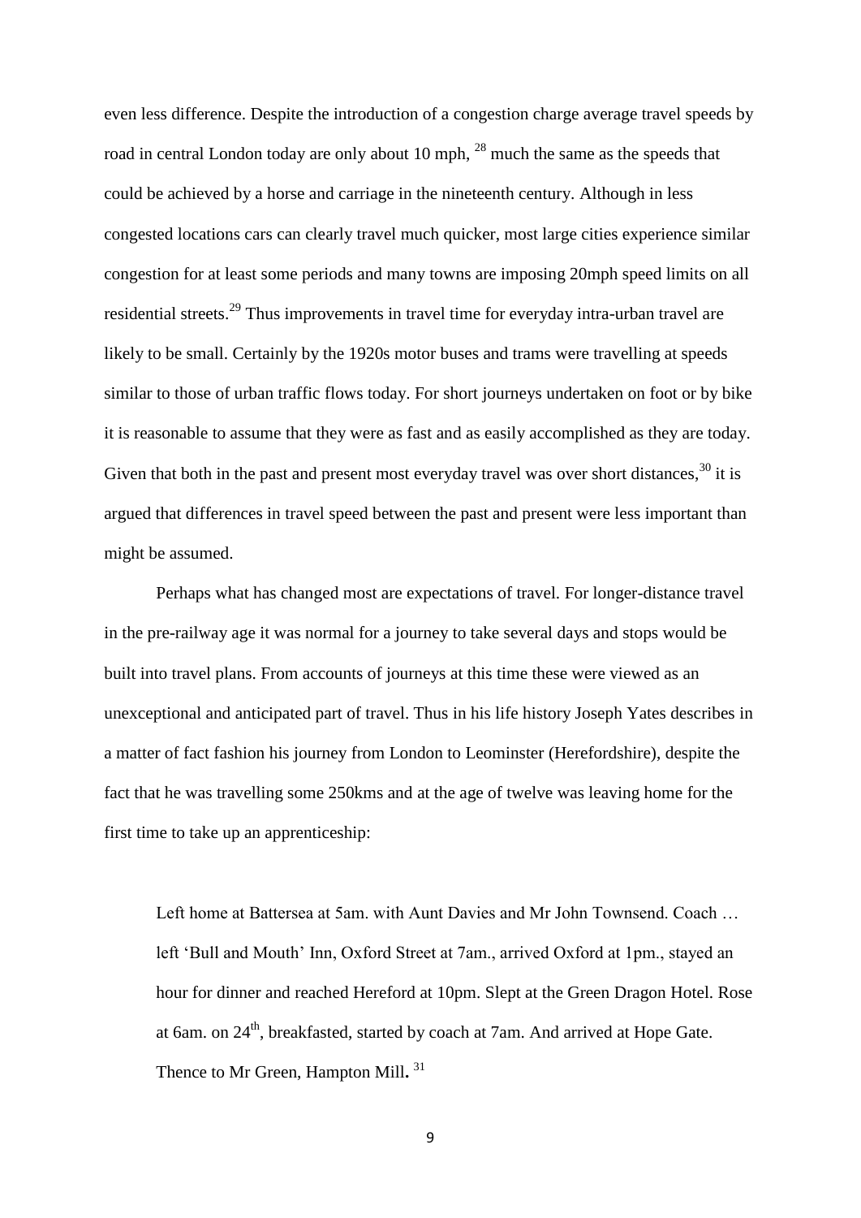even less difference. Despite the introduction of a congestion charge average travel speeds by road in central London today are only about 10 mph, [28] much the same as the speeds that could be achieved by a horse and carriage in the nineteenth century. Although in less congested locations cars can clearly travel much quicker, most large cities experience similar congestion for at least some periods and many towns are imposing 20mph speed limits on all residential streets.[29] Thus improvements in travel time for everyday intra-urban travel are likely to be small. Certainly by the 1920s motor buses and trams were travelling at speeds similar to those of urban traffic flows today. For short journeys undertaken on foot or by bike it is reasonable to assume that they were as fast and as easily accomplished as they are today. Given that both in the past and present most everyday travel was over short distances,[30] it is argued that differences in travel speed between the past and present were less important than might be assumed.

Perhaps what has changed most are expectations of travel. For longer-distance travel in the pre-railway age it was normal for a journey to take several days and stops would be built into travel plans. From accounts of journeys at this time these were viewed as an unexceptional and anticipated part of travel. Thus in his life history Joseph Yates describes in a matter of fact fashion his journey from London to Leominster (Herefordshire), despite the fact that he was travelling some 250kms and at the age of twelve was leaving home for the first time to take up an apprenticeship:

> Left home at Battersea at 5am. with Aunt Davies and Mr John Townsend. Coach … left 'Bull and Mouth' Inn, Oxford Street at 7am., arrived Oxford at 1pm., stayed an hour for dinner and reached Hereford at 10pm. Slept at the Green Dragon Hotel. Rose at 6am. on 24th, breakfasted, started by coach at 7am. And arrived at Hope Gate. Thence to Mr Green, Hampton Mill. [31]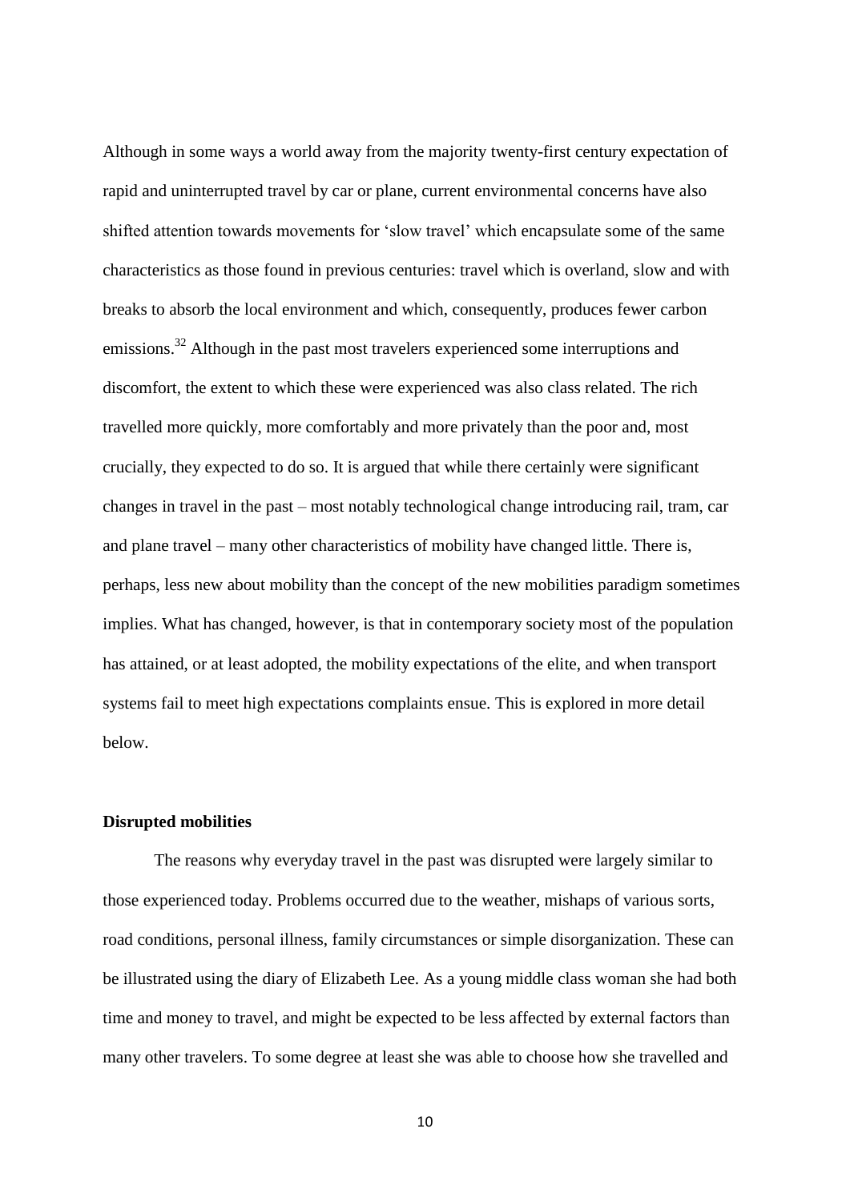Although in some ways a world away from the majority twenty-first century expectation of rapid and uninterrupted travel by car or plane, current environmental concerns have also shifted attention towards movements for 'slow travel' which encapsulate some of the same characteristics as those found in previous centuries: travel which is overland, slow and with breaks to absorb the local environment and which, consequently, produces fewer carbon emissions.[32] Although in the past most travelers experienced some interruptions and discomfort, the extent to which these were experienced was also class related. The rich travelled more quickly, more comfortably and more privately than the poor and, most crucially, they expected to do so. It is argued that while there certainly were significant changes in travel in the past – most notably technological change introducing rail, tram, car and plane travel – many other characteristics of mobility have changed little. There is, perhaps, less new about mobility than the concept of the new mobilities paradigm sometimes implies. What has changed, however, is that in contemporary society most of the population has attained, or at least adopted, the mobility expectations of the elite, and when transport systems fail to meet high expectations complaints ensue. This is explored in more detail below.

**Disrupted mobilities**

The reasons why everyday travel in the past was disrupted were largely similar to those experienced today. Problems occurred due to the weather, mishaps of various sorts, road conditions, personal illness, family circumstances or simple disorganization. These can be illustrated using the diary of Elizabeth Lee. As a young middle class woman she had both time and money to travel, and might be expected to be less affected by external factors than many other travelers. To some degree at least she was able to choose how she travelled and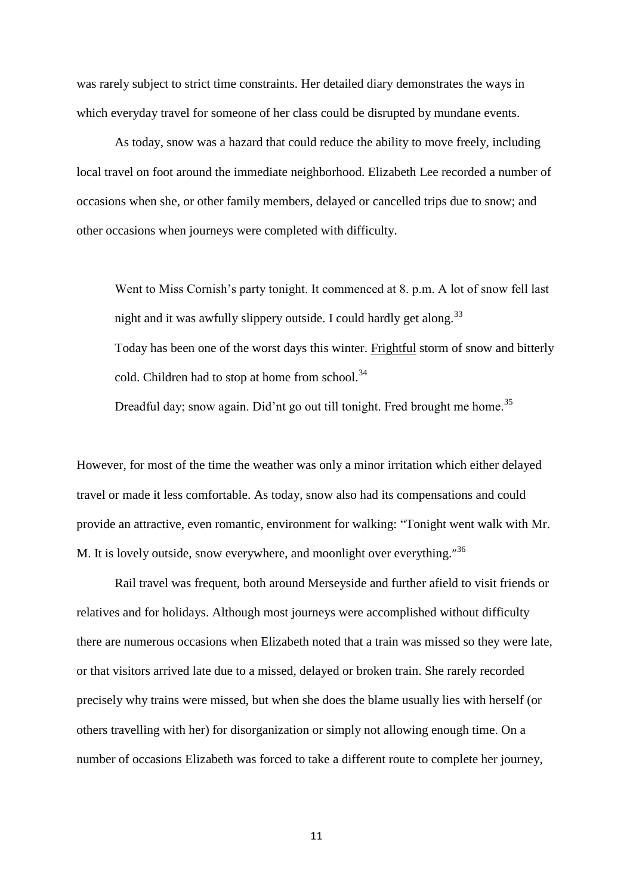was rarely subject to strict time constraints. Her detailed diary demonstrates the ways in which everyday travel for someone of her class could be disrupted by mundane events.

As today, snow was a hazard that could reduce the ability to move freely, including local travel on foot around the immediate neighborhood. Elizabeth Lee recorded a number of occasions when she, or other family members, delayed or cancelled trips due to snow; and other occasions when journeys were completed with difficulty.

> Went to Miss Cornish's party tonight. It commenced at 8. p.m. A lot of snow fell last night and it was awfully slippery outside. I could hardly get along.[33]
>
> Today has been one of the worst days this winter. Frightful storm of snow and bitterly cold. Children had to stop at home from school.[34]
>
> Dreadful day; snow again. Did'nt go out till tonight. Fred brought me home.[35]

However, for most of the time the weather was only a minor irritation which either delayed travel or made it less comfortable. As today, snow also had its compensations and could provide an attractive, even romantic, environment for walking: "Tonight went walk with Mr. M. It is lovely outside, snow everywhere, and moonlight over everything."[36]

Rail travel was frequent, both around Merseyside and further afield to visit friends or relatives and for holidays. Although most journeys were accomplished without difficulty there are numerous occasions when Elizabeth noted that a train was missed so they were late, or that visitors arrived late due to a missed, delayed or broken train. She rarely recorded precisely why trains were missed, but when she does the blame usually lies with herself (or others travelling with her) for disorganization or simply not allowing enough time. On a number of occasions Elizabeth was forced to take a different route to complete her journey,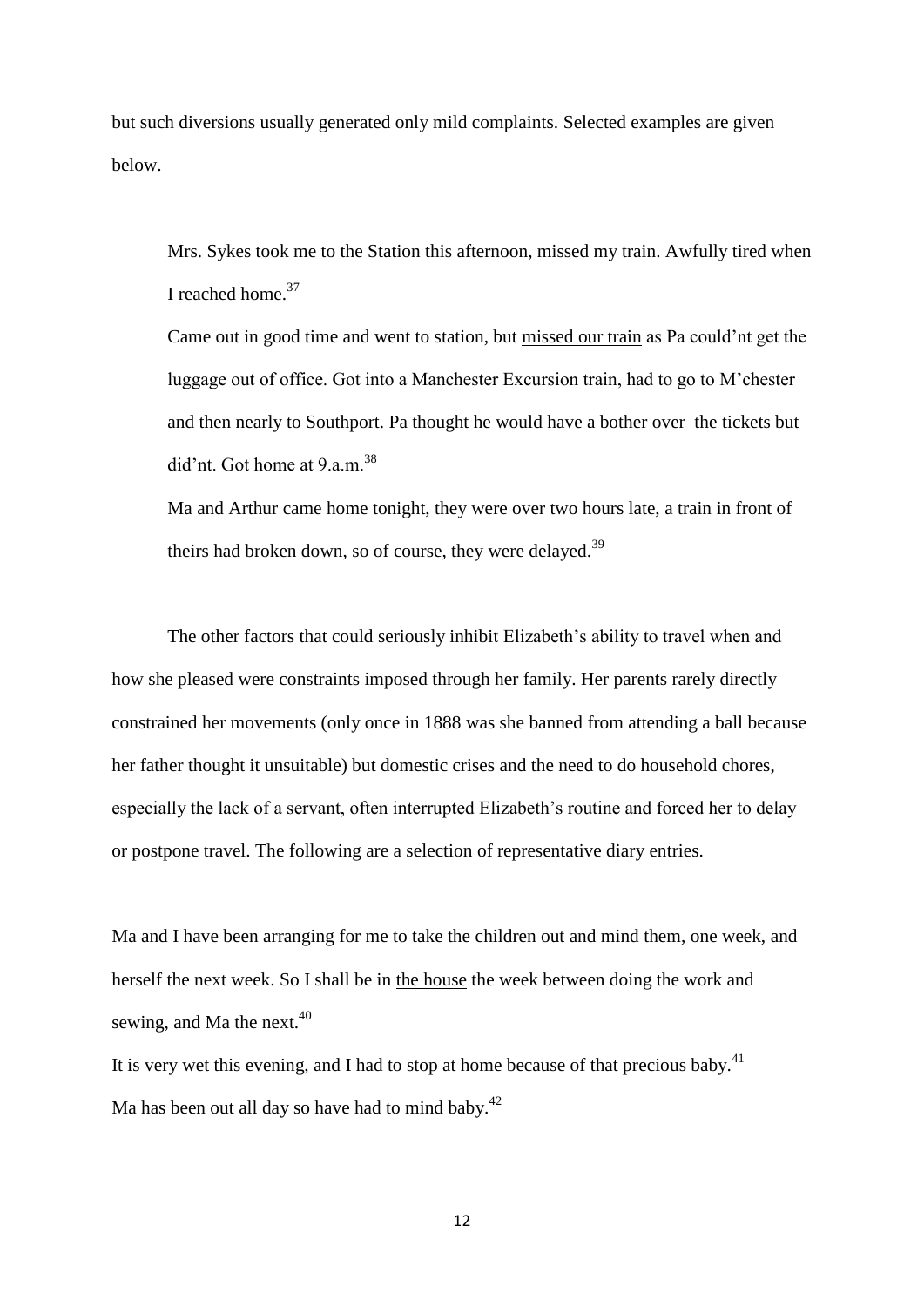but such diversions usually generated only mild complaints. Selected examples are given below.

> Mrs. Sykes took me to the Station this afternoon, missed my train. Awfully tired when I reached home.[37]
>
> Came out in good time and went to station, but <u>missed our train</u> as Pa could'nt get the luggage out of office. Got into a Manchester Excursion train, had to go to M'chester and then nearly to Southport. Pa thought he would have a bother over the tickets but did'nt. Got home at 9.a.m.[38]
>
> Ma and Arthur came home tonight, they were over two hours late, a train in front of theirs had broken down, so of course, they were delayed.[39]

The other factors that could seriously inhibit Elizabeth's ability to travel when and how she pleased were constraints imposed through her family. Her parents rarely directly constrained her movements (only once in 1888 was she banned from attending a ball because her father thought it unsuitable) but domestic crises and the need to do household chores, especially the lack of a servant, often interrupted Elizabeth's routine and forced her to delay or postpone travel. The following are a selection of representative diary entries.

Ma and I have been arranging <u>for me</u> to take the children out and mind them, <u>one week,</u> and herself the next week. So I shall be in <u>the house</u> the week between doing the work and sewing, and Ma the next.[40]

It is very wet this evening, and I had to stop at home because of that precious baby.[41]

Ma has been out all day so have had to mind baby.[42]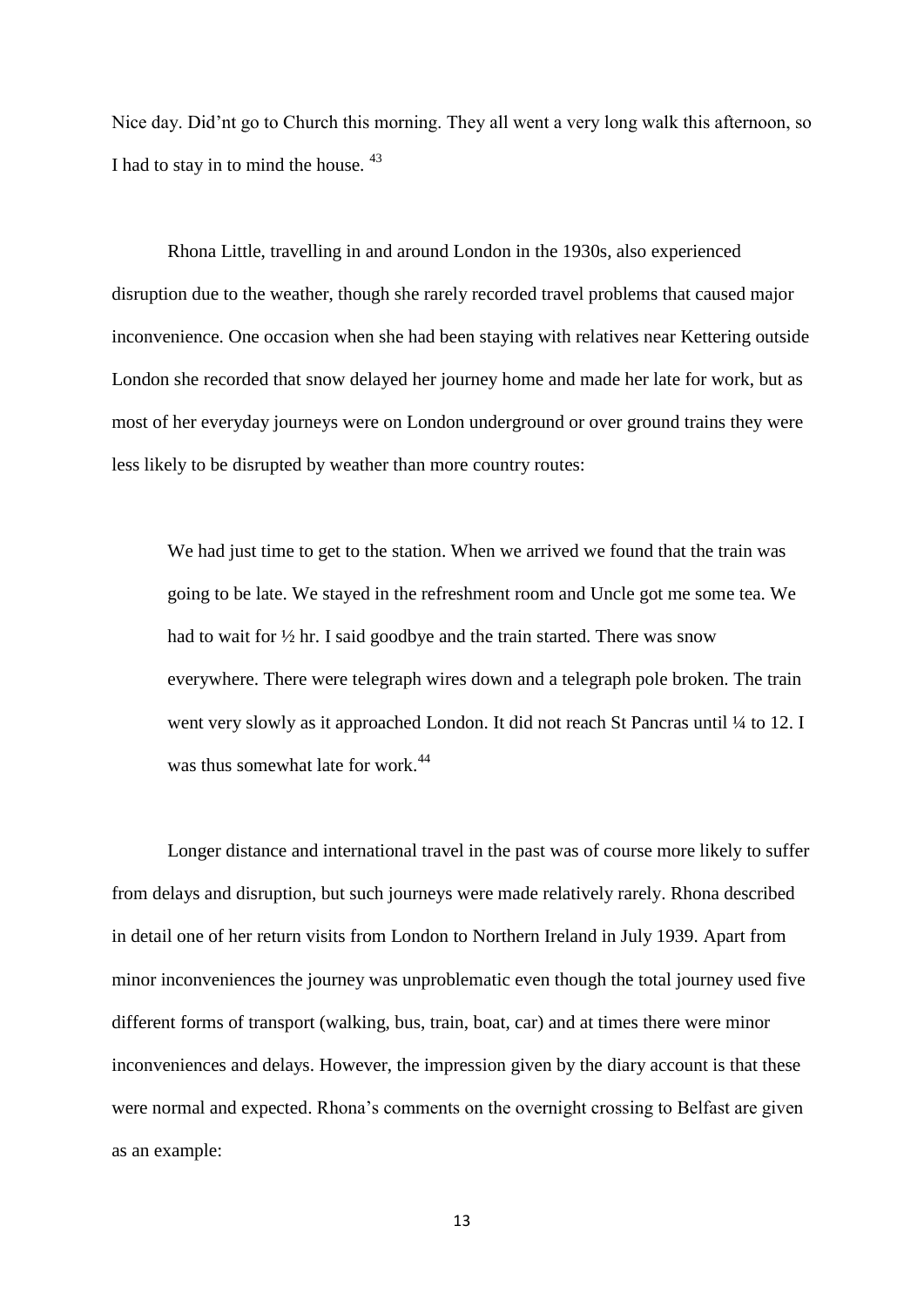Nice day. Did'nt go to Church this morning. They all went a very long walk this afternoon, so I had to stay in to mind the house. [43]

Rhona Little, travelling in and around London in the 1930s, also experienced disruption due to the weather, though she rarely recorded travel problems that caused major inconvenience. One occasion when she had been staying with relatives near Kettering outside London she recorded that snow delayed her journey home and made her late for work, but as most of her everyday journeys were on London underground or over ground trains they were less likely to be disrupted by weather than more country routes:

> We had just time to get to the station. When we arrived we found that the train was going to be late. We stayed in the refreshment room and Uncle got me some tea. We had to wait for ½ hr. I said goodbye and the train started. There was snow everywhere. There were telegraph wires down and a telegraph pole broken. The train went very slowly as it approached London. It did not reach St Pancras until ¼ to 12. I was thus somewhat late for work.[44]

Longer distance and international travel in the past was of course more likely to suffer from delays and disruption, but such journeys were made relatively rarely. Rhona described in detail one of her return visits from London to Northern Ireland in July 1939. Apart from minor inconveniences the journey was unproblematic even though the total journey used five different forms of transport (walking, bus, train, boat, car) and at times there were minor inconveniences and delays. However, the impression given by the diary account is that these were normal and expected. Rhona's comments on the overnight crossing to Belfast are given as an example: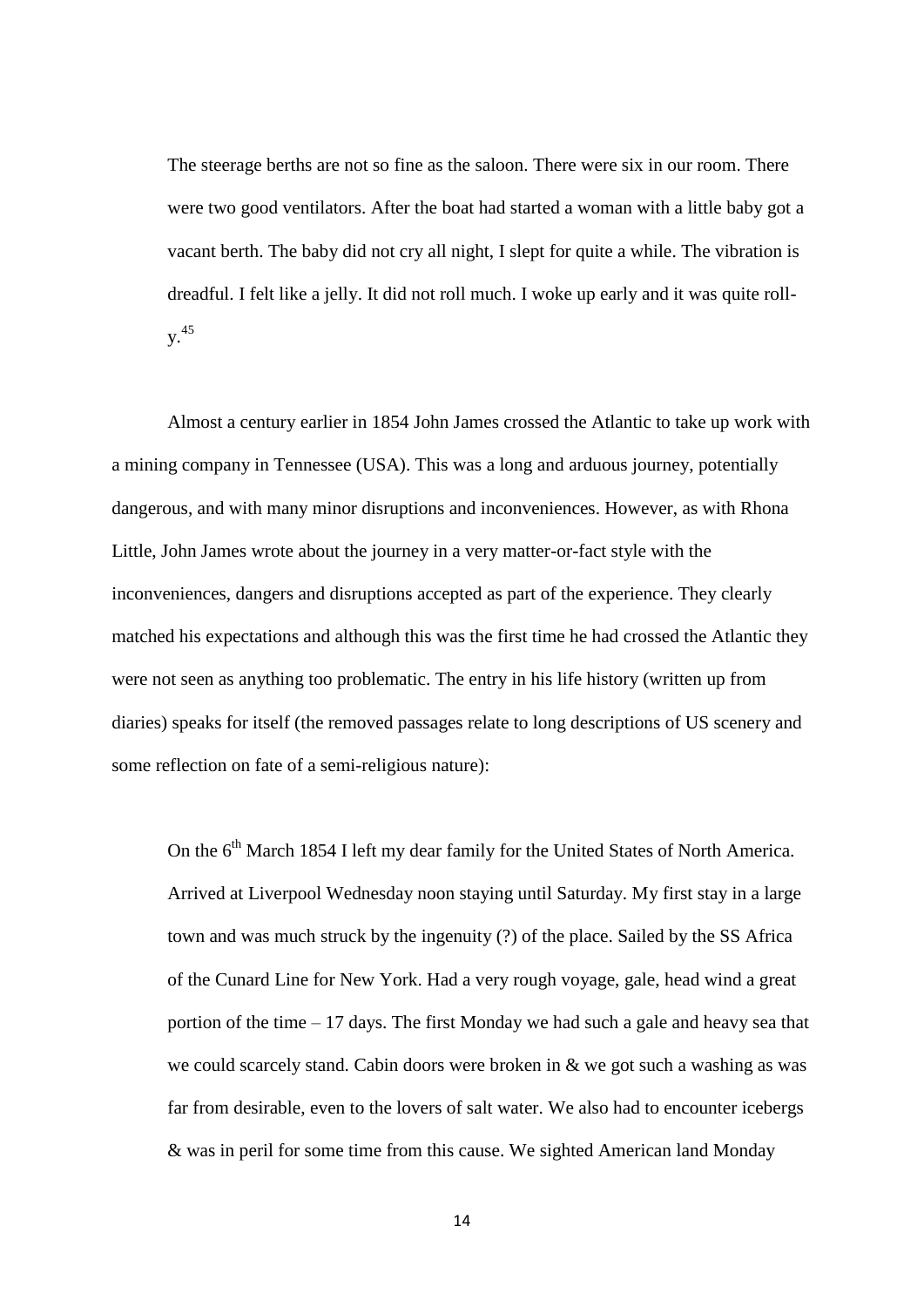> The steerage berths are not so fine as the saloon. There were six in our room. There were two good ventilators. After the boat had started a woman with a little baby got a vacant berth. The baby did not cry all night, I slept for quite a while. The vibration is dreadful. I felt like a jelly. It did not roll much. I woke up early and it was quite roll-y.[45]

Almost a century earlier in 1854 John James crossed the Atlantic to take up work with a mining company in Tennessee (USA). This was a long and arduous journey, potentially dangerous, and with many minor disruptions and inconveniences. However, as with Rhona Little, John James wrote about the journey in a very matter-or-fact style with the inconveniences, dangers and disruptions accepted as part of the experience. They clearly matched his expectations and although this was the first time he had crossed the Atlantic they were not seen as anything too problematic. The entry in his life history (written up from diaries) speaks for itself (the removed passages relate to long descriptions of US scenery and some reflection on fate of a semi-religious nature):

> On the 6th March 1854 I left my dear family for the United States of North America. Arrived at Liverpool Wednesday noon staying until Saturday. My first stay in a large town and was much struck by the ingenuity (?) of the place. Sailed by the SS Africa of the Cunard Line for New York. Had a very rough voyage, gale, head wind a great portion of the time – 17 days. The first Monday we had such a gale and heavy sea that we could scarcely stand. Cabin doors were broken in & we got such a washing as was far from desirable, even to the lovers of salt water. We also had to encounter icebergs & was in peril for some time from this cause. We sighted American land Monday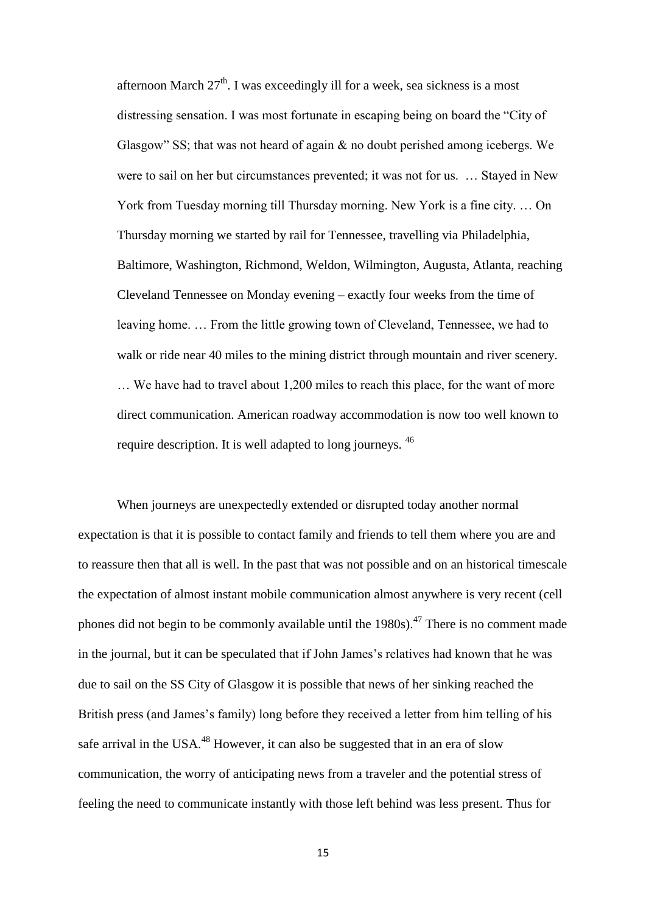> afternoon March 27th. I was exceedingly ill for a week, sea sickness is a most distressing sensation. I was most fortunate in escaping being on board the "City of Glasgow" SS; that was not heard of again & no doubt perished among icebergs. We were to sail on her but circumstances prevented; it was not for us. … Stayed in New York from Tuesday morning till Thursday morning. New York is a fine city. … On Thursday morning we started by rail for Tennessee, travelling via Philadelphia, Baltimore, Washington, Richmond, Weldon, Wilmington, Augusta, Atlanta, reaching Cleveland Tennessee on Monday evening – exactly four weeks from the time of leaving home. … From the little growing town of Cleveland, Tennessee, we had to walk or ride near 40 miles to the mining district through mountain and river scenery. … We have had to travel about 1,200 miles to reach this place, for the want of more direct communication. American roadway accommodation is now too well known to require description. It is well adapted to long journeys. [46]

When journeys are unexpectedly extended or disrupted today another normal expectation is that it is possible to contact family and friends to tell them where you are and to reassure then that all is well. In the past that was not possible and on an historical timescale the expectation of almost instant mobile communication almost anywhere is very recent (cell phones did not begin to be commonly available until the 1980s).[47] There is no comment made in the journal, but it can be speculated that if John James's relatives had known that he was due to sail on the SS City of Glasgow it is possible that news of her sinking reached the British press (and James's family) long before they received a letter from him telling of his safe arrival in the USA.[48] However, it can also be suggested that in an era of slow communication, the worry of anticipating news from a traveler and the potential stress of feeling the need to communicate instantly with those left behind was less present. Thus for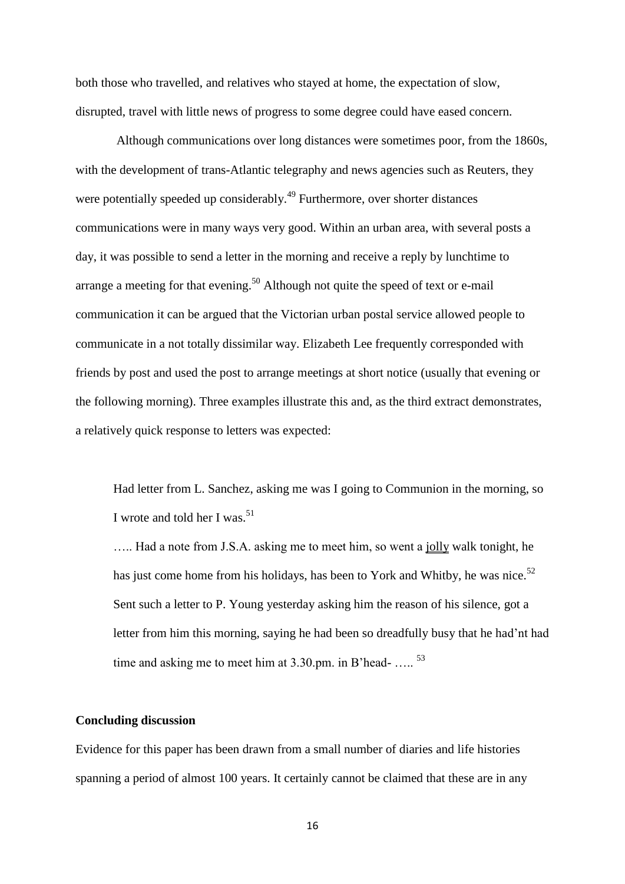both those who travelled, and relatives who stayed at home, the expectation of slow, disrupted, travel with little news of progress to some degree could have eased concern.

Although communications over long distances were sometimes poor, from the 1860s, with the development of trans-Atlantic telegraphy and news agencies such as Reuters, they were potentially speeded up considerably.[49] Furthermore, over shorter distances communications were in many ways very good. Within an urban area, with several posts a day, it was possible to send a letter in the morning and receive a reply by lunchtime to arrange a meeting for that evening.[50] Although not quite the speed of text or e-mail communication it can be argued that the Victorian urban postal service allowed people to communicate in a not totally dissimilar way. Elizabeth Lee frequently corresponded with friends by post and used the post to arrange meetings at short notice (usually that evening or the following morning). Three examples illustrate this and, as the third extract demonstrates, a relatively quick response to letters was expected:

> Had letter from L. Sanchez, asking me was I going to Communion in the morning, so I wrote and told her I was.[51]
>
> ….. Had a note from J.S.A. asking me to meet him, so went a <u>jolly</u> walk tonight, he has just come home from his holidays, has been to York and Whitby, he was nice.[52]
>
> Sent such a letter to P. Young yesterday asking him the reason of his silence, got a letter from him this morning, saying he had been so dreadfully busy that he had'nt had time and asking me to meet him at 3.30.pm. in B'head- …..[53]

**Concluding discussion**

Evidence for this paper has been drawn from a small number of diaries and life histories spanning a period of almost 100 years. It certainly cannot be claimed that these are in any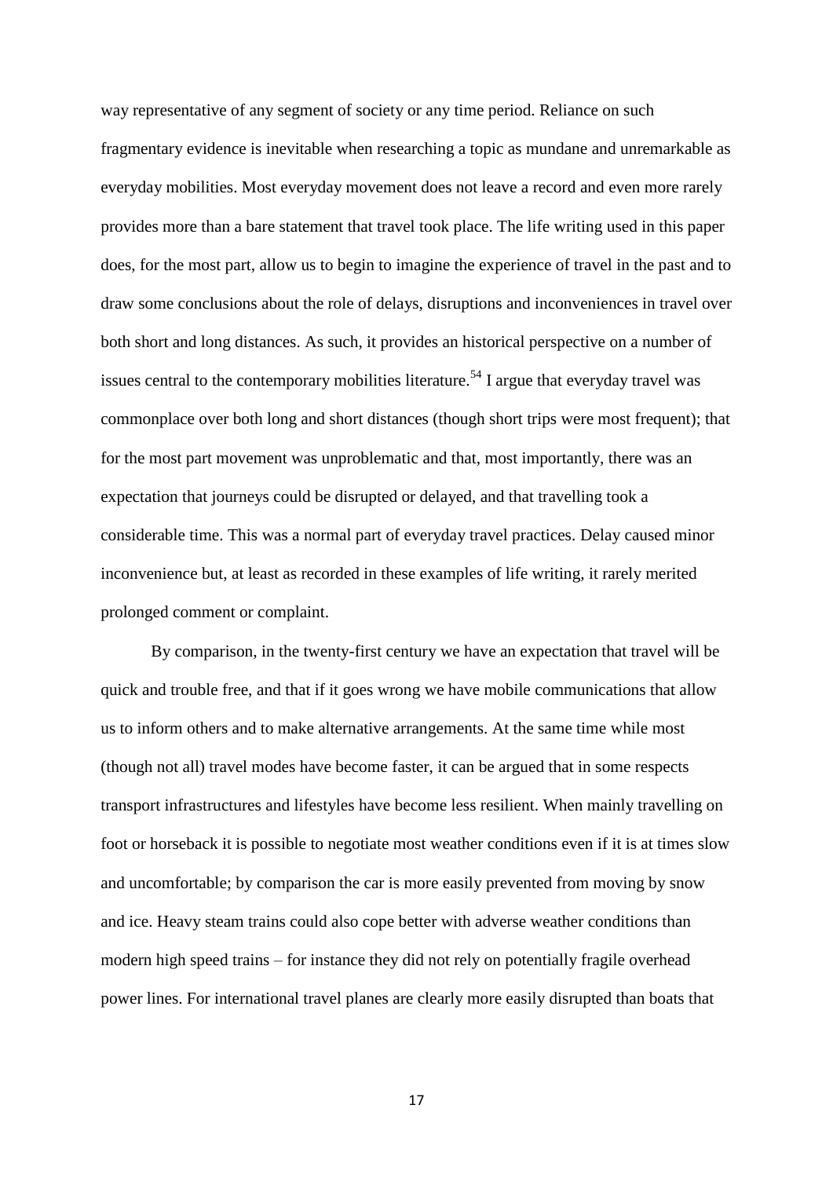way representative of any segment of society or any time period. Reliance on such fragmentary evidence is inevitable when researching a topic as mundane and unremarkable as everyday mobilities. Most everyday movement does not leave a record and even more rarely provides more than a bare statement that travel took place. The life writing used in this paper does, for the most part, allow us to begin to imagine the experience of travel in the past and to draw some conclusions about the role of delays, disruptions and inconveniences in travel over both short and long distances. As such, it provides an historical perspective on a number of issues central to the contemporary mobilities literature.[54] I argue that everyday travel was commonplace over both long and short distances (though short trips were most frequent); that for the most part movement was unproblematic and that, most importantly, there was an expectation that journeys could be disrupted or delayed, and that travelling took a considerable time. This was a normal part of everyday travel practices. Delay caused minor inconvenience but, at least as recorded in these examples of life writing, it rarely merited prolonged comment or complaint.

By comparison, in the twenty-first century we have an expectation that travel will be quick and trouble free, and that if it goes wrong we have mobile communications that allow us to inform others and to make alternative arrangements. At the same time while most (though not all) travel modes have become faster, it can be argued that in some respects transport infrastructures and lifestyles have become less resilient. When mainly travelling on foot or horseback it is possible to negotiate most weather conditions even if it is at times slow and uncomfortable; by comparison the car is more easily prevented from moving by snow and ice. Heavy steam trains could also cope better with adverse weather conditions than modern high speed trains – for instance they did not rely on potentially fragile overhead power lines. For international travel planes are clearly more easily disrupted than boats that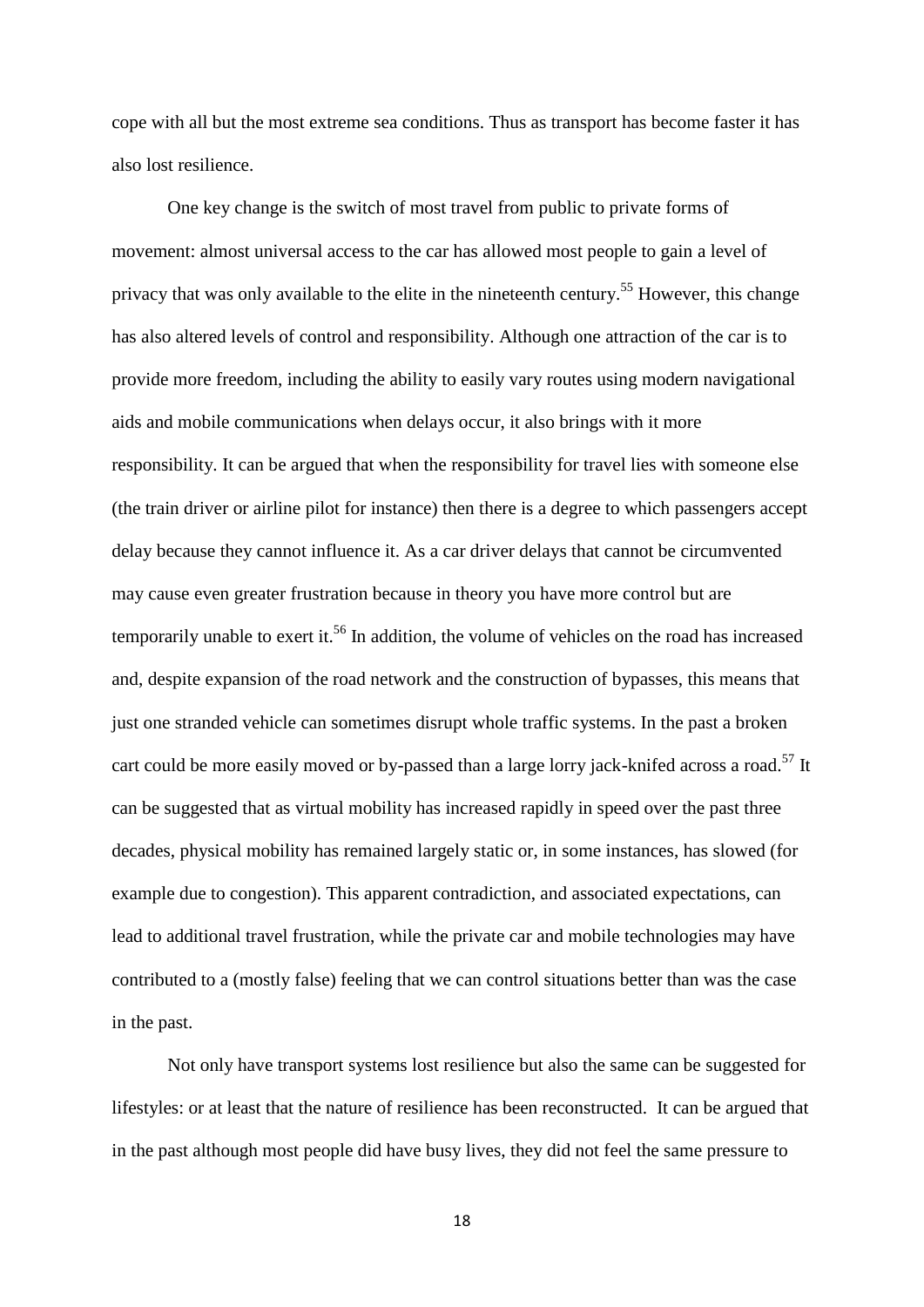cope with all but the most extreme sea conditions. Thus as transport has become faster it has also lost resilience.

One key change is the switch of most travel from public to private forms of movement: almost universal access to the car has allowed most people to gain a level of privacy that was only available to the elite in the nineteenth century.[55] However, this change has also altered levels of control and responsibility. Although one attraction of the car is to provide more freedom, including the ability to easily vary routes using modern navigational aids and mobile communications when delays occur, it also brings with it more responsibility. It can be argued that when the responsibility for travel lies with someone else (the train driver or airline pilot for instance) then there is a degree to which passengers accept delay because they cannot influence it. As a car driver delays that cannot be circumvented may cause even greater frustration because in theory you have more control but are temporarily unable to exert it.[56] In addition, the volume of vehicles on the road has increased and, despite expansion of the road network and the construction of bypasses, this means that just one stranded vehicle can sometimes disrupt whole traffic systems. In the past a broken cart could be more easily moved or by-passed than a large lorry jack-knifed across a road.[57] It can be suggested that as virtual mobility has increased rapidly in speed over the past three decades, physical mobility has remained largely static or, in some instances, has slowed (for example due to congestion). This apparent contradiction, and associated expectations, can lead to additional travel frustration, while the private car and mobile technologies may have contributed to a (mostly false) feeling that we can control situations better than was the case in the past.

Not only have transport systems lost resilience but also the same can be suggested for lifestyles: or at least that the nature of resilience has been reconstructed. It can be argued that in the past although most people did have busy lives, they did not feel the same pressure to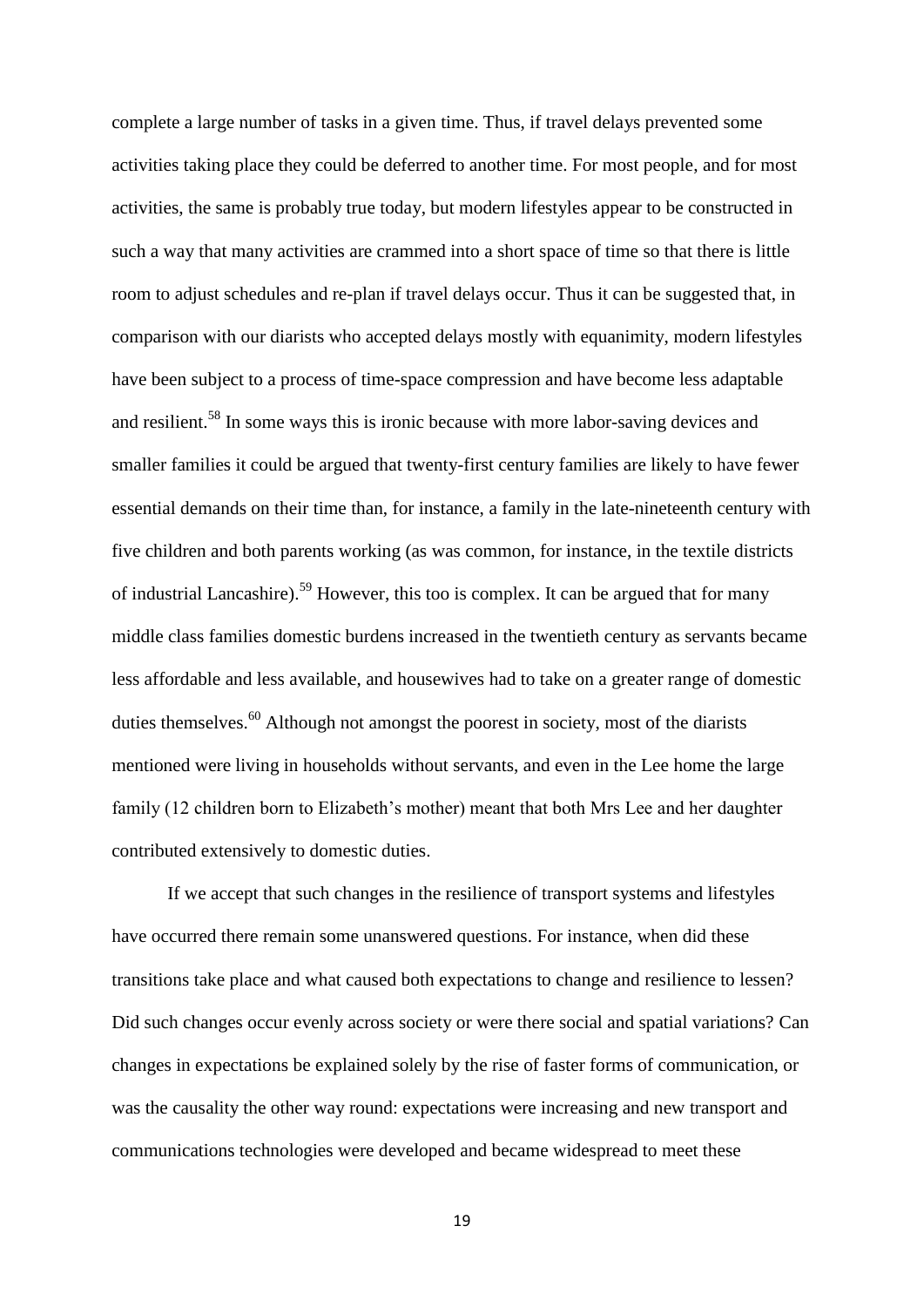complete a large number of tasks in a given time. Thus, if travel delays prevented some activities taking place they could be deferred to another time. For most people, and for most activities, the same is probably true today, but modern lifestyles appear to be constructed in such a way that many activities are crammed into a short space of time so that there is little room to adjust schedules and re-plan if travel delays occur. Thus it can be suggested that, in comparison with our diarists who accepted delays mostly with equanimity, modern lifestyles have been subject to a process of time-space compression and have become less adaptable and resilient.[58] In some ways this is ironic because with more labor-saving devices and smaller families it could be argued that twenty-first century families are likely to have fewer essential demands on their time than, for instance, a family in the late-nineteenth century with five children and both parents working (as was common, for instance, in the textile districts of industrial Lancashire).[59] However, this too is complex. It can be argued that for many middle class families domestic burdens increased in the twentieth century as servants became less affordable and less available, and housewives had to take on a greater range of domestic duties themselves.[60] Although not amongst the poorest in society, most of the diarists mentioned were living in households without servants, and even in the Lee home the large family (12 children born to Elizabeth's mother) meant that both Mrs Lee and her daughter contributed extensively to domestic duties.

If we accept that such changes in the resilience of transport systems and lifestyles have occurred there remain some unanswered questions. For instance, when did these transitions take place and what caused both expectations to change and resilience to lessen? Did such changes occur evenly across society or were there social and spatial variations? Can changes in expectations be explained solely by the rise of faster forms of communication, or was the causality the other way round: expectations were increasing and new transport and communications technologies were developed and became widespread to meet these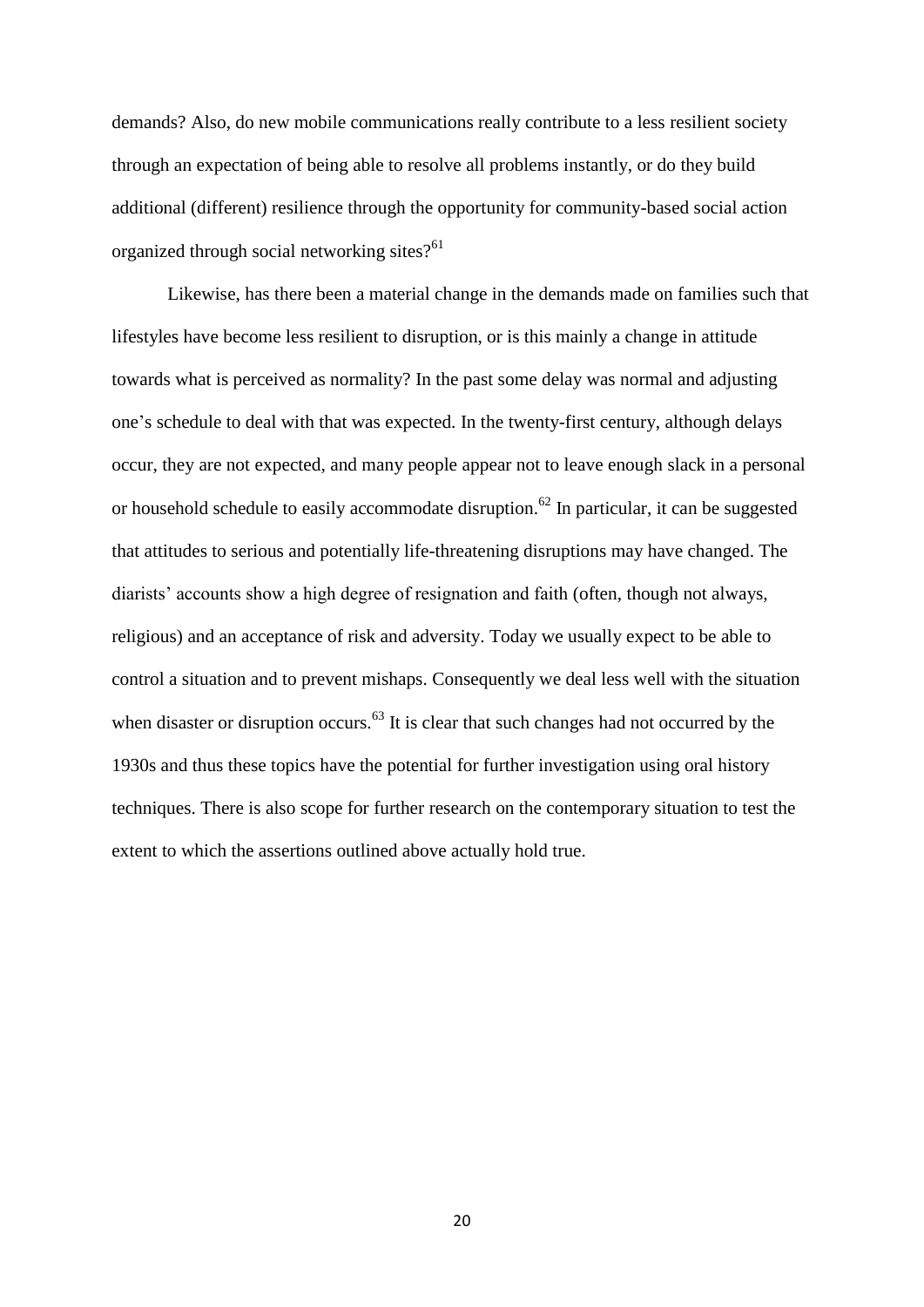demands? Also, do new mobile communications really contribute to a less resilient society through an expectation of being able to resolve all problems instantly, or do they build additional (different) resilience through the opportunity for community-based social action organized through social networking sites?[61]

Likewise, has there been a material change in the demands made on families such that lifestyles have become less resilient to disruption, or is this mainly a change in attitude towards what is perceived as normality? In the past some delay was normal and adjusting one's schedule to deal with that was expected. In the twenty-first century, although delays occur, they are not expected, and many people appear not to leave enough slack in a personal or household schedule to easily accommodate disruption.[62] In particular, it can be suggested that attitudes to serious and potentially life-threatening disruptions may have changed. The diarists' accounts show a high degree of resignation and faith (often, though not always, religious) and an acceptance of risk and adversity. Today we usually expect to be able to control a situation and to prevent mishaps. Consequently we deal less well with the situation when disaster or disruption occurs.[63] It is clear that such changes had not occurred by the 1930s and thus these topics have the potential for further investigation using oral history techniques. There is also scope for further research on the contemporary situation to test the extent to which the assertions outlined above actually hold true.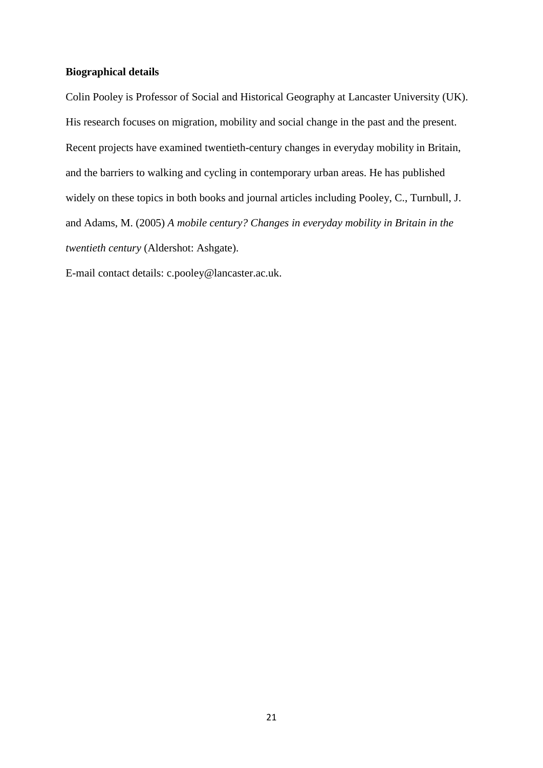**Biographical details**

Colin Pooley is Professor of Social and Historical Geography at Lancaster University (UK). His research focuses on migration, mobility and social change in the past and the present. Recent projects have examined twentieth-century changes in everyday mobility in Britain, and the barriers to walking and cycling in contemporary urban areas. He has published widely on these topics in both books and journal articles including Pooley, C., Turnbull, J. and Adams, M. (2005) *A mobile century? Changes in everyday mobility in Britain in the twentieth century* (Aldershot: Ashgate).

E-mail contact details: c.pooley@lancaster.ac.uk.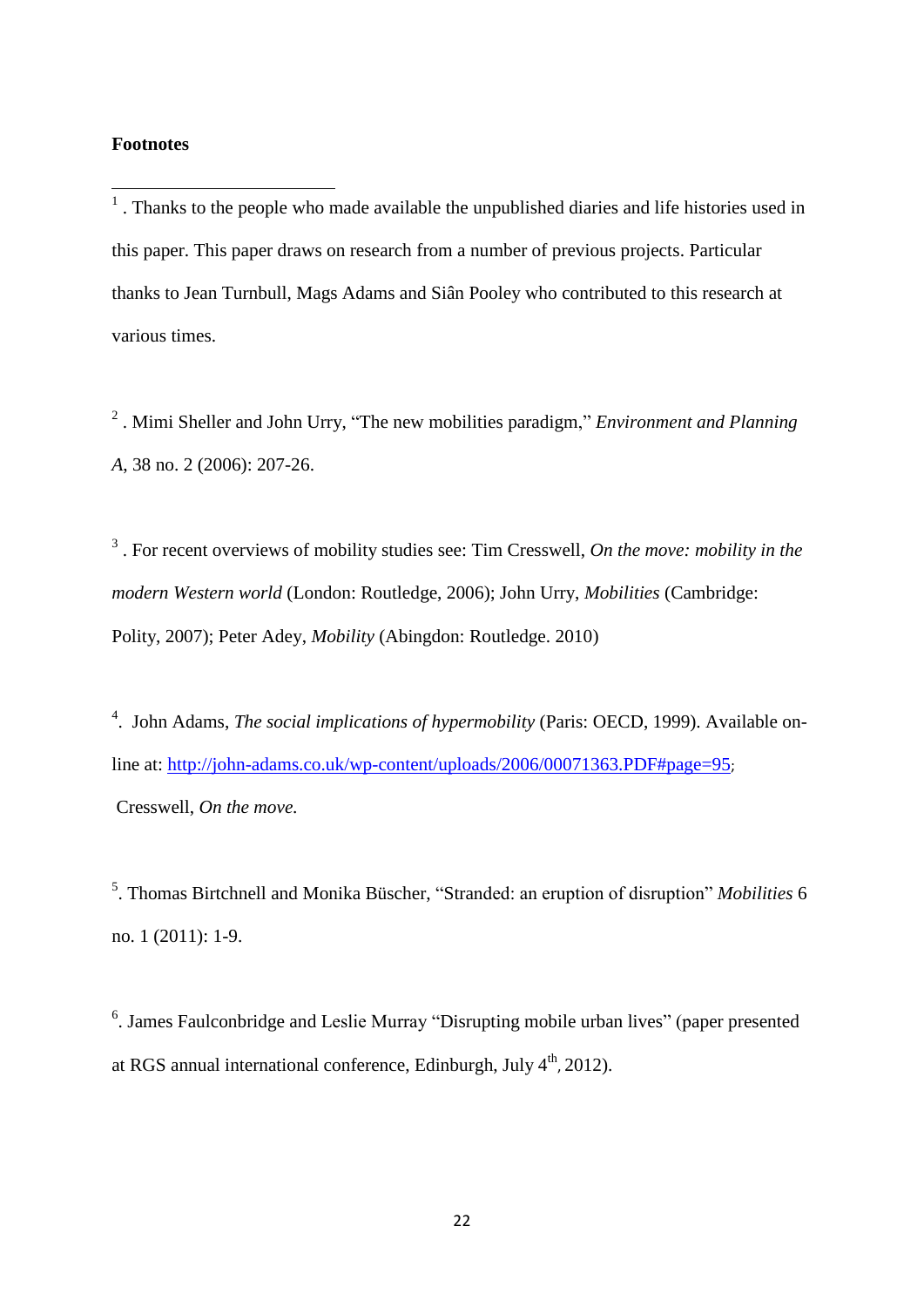**Footnotes**

[1] . Thanks to the people who made available the unpublished diaries and life histories used in this paper. This paper draws on research from a number of previous projects. Particular thanks to Jean Turnbull, Mags Adams and Siân Pooley who contributed to this research at various times.

[2] . Mimi Sheller and John Urry, "The new mobilities paradigm," *Environment and Planning A*, 38 no. 2 (2006): 207-26.

[3] . For recent overviews of mobility studies see: Tim Cresswell, *On the move: mobility in the modern Western world* (London: Routledge, 2006); John Urry, *Mobilities* (Cambridge: Polity, 2007); Peter Adey, *Mobility* (Abingdon: Routledge. 2010)

[4]. John Adams, *The social implications of hypermobility* (Paris: OECD, 1999). Available on-line at: http://john-adams.co.uk/wp-content/uploads/2006/00071363.PDF#page=95; Cresswell, *On the move.*

[5]. Thomas Birtchnell and Monika Büscher, "Stranded: an eruption of disruption" *Mobilities* 6 no. 1 (2011): 1-9.

[6]. James Faulconbridge and Leslie Murray "Disrupting mobile urban lives" (paper presented at RGS annual international conference, Edinburgh, July 4th, 2012).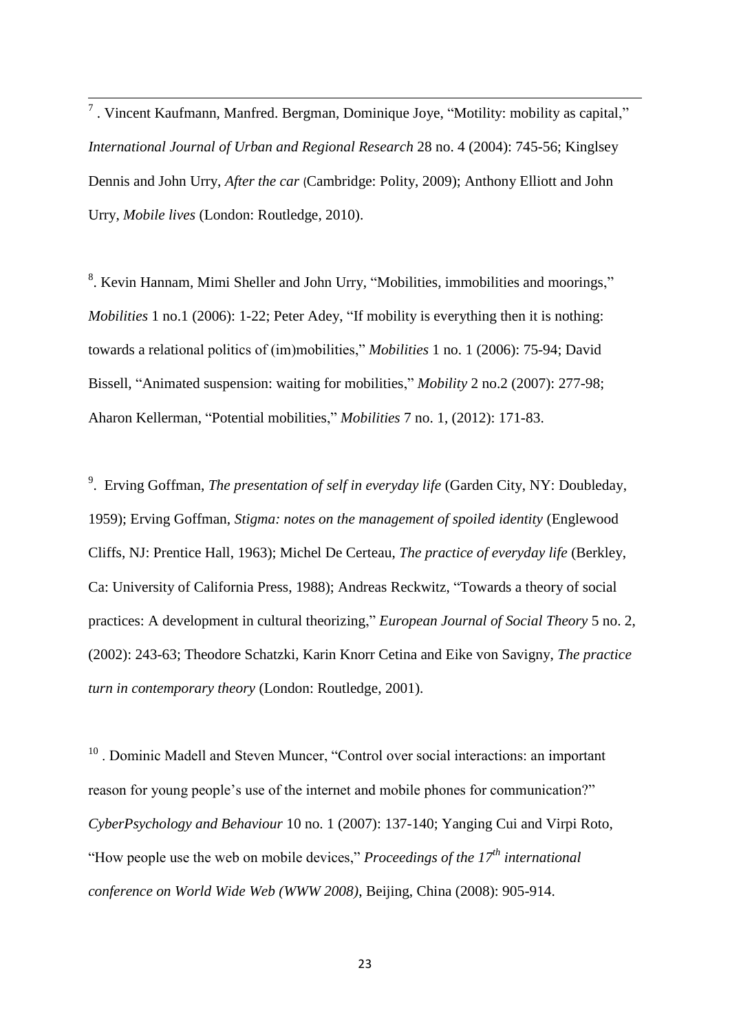[7] . Vincent Kaufmann, Manfred. Bergman, Dominique Joye, "Motility: mobility as capital," *International Journal of Urban and Regional Research* 28 no. 4 (2004): 745-56; Kinglsey Dennis and John Urry, *After the car* (Cambridge: Polity, 2009); Anthony Elliott and John Urry, *Mobile lives* (London: Routledge, 2010).

[8]. Kevin Hannam, Mimi Sheller and John Urry, "Mobilities, immobilities and moorings," *Mobilities* 1 no.1 (2006): 1-22; Peter Adey, "If mobility is everything then it is nothing: towards a relational politics of (im)mobilities," *Mobilities* 1 no. 1 (2006): 75-94; David Bissell, "Animated suspension: waiting for mobilities," *Mobility* 2 no.2 (2007): 277-98; Aharon Kellerman, "Potential mobilities," *Mobilities* 7 no. 1, (2012): 171-83.

[9]. Erving Goffman, *The presentation of self in everyday life* (Garden City, NY: Doubleday, 1959); Erving Goffman, *Stigma: notes on the management of spoiled identity* (Englewood Cliffs, NJ: Prentice Hall, 1963); Michel De Certeau, *The practice of everyday life* (Berkley, Ca: University of California Press, 1988); Andreas Reckwitz, "Towards a theory of social practices: A development in cultural theorizing," *European Journal of Social Theory* 5 no. 2, (2002): 243-63; Theodore Schatzki, Karin Knorr Cetina and Eike von Savigny, *The practice turn in contemporary theory* (London: Routledge, 2001).

[10] . Dominic Madell and Steven Muncer, "Control over social interactions: an important reason for young people's use of the internet and mobile phones for communication?" *CyberPsychology and Behaviour* 10 no. 1 (2007): 137-140; Yanging Cui and Virpi Roto, "How people use the web on mobile devices," *Proceedings of the 17th international conference on World Wide Web (WWW 2008)*, Beijing, China (2008): 905-914.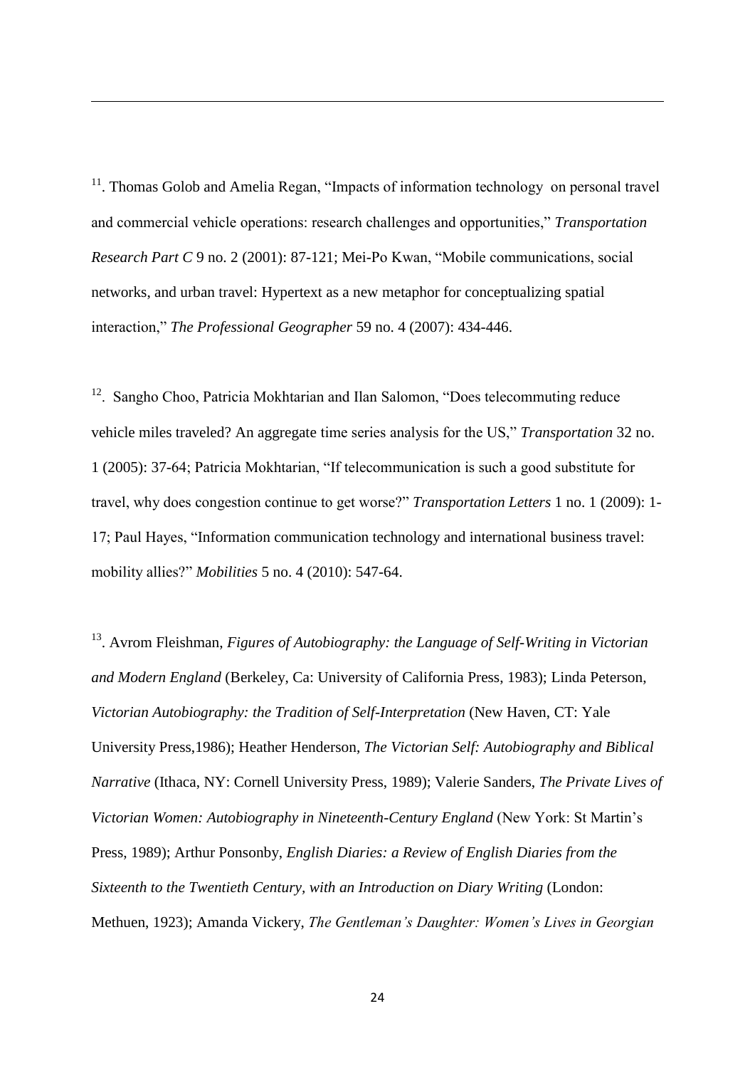[11]. Thomas Golob and Amelia Regan, "Impacts of information technology on personal travel and commercial vehicle operations: research challenges and opportunities," *Transportation Research Part C* 9 no. 2 (2001): 87-121; Mei-Po Kwan, "Mobile communications, social networks, and urban travel: Hypertext as a new metaphor for conceptualizing spatial interaction," *The Professional Geographer* 59 no. 4 (2007): 434-446.

[12]. Sangho Choo, Patricia Mokhtarian and Ilan Salomon, "Does telecommuting reduce vehicle miles traveled? An aggregate time series analysis for the US," *Transportation* 32 no. 1 (2005): 37-64; Patricia Mokhtarian, "If telecommunication is such a good substitute for travel, why does congestion continue to get worse?" *Transportation Letters* 1 no. 1 (2009): 1-17; Paul Hayes, "Information communication technology and international business travel: mobility allies?" *Mobilities* 5 no. 4 (2010): 547-64.

[13]. Avrom Fleishman, *Figures of Autobiography: the Language of Self-Writing in Victorian and Modern England* (Berkeley, Ca: University of California Press, 1983); Linda Peterson, *Victorian Autobiography: the Tradition of Self-Interpretation* (New Haven, CT: Yale University Press,1986); Heather Henderson, *The Victorian Self: Autobiography and Biblical Narrative* (Ithaca, NY: Cornell University Press, 1989); Valerie Sanders, *The Private Lives of Victorian Women: Autobiography in Nineteenth-Century England* (New York: St Martin's Press, 1989); Arthur Ponsonby, *English Diaries: a Review of English Diaries from the Sixteenth to the Twentieth Century, with an Introduction on Diary Writing* (London: Methuen, 1923); Amanda Vickery, *The Gentleman's Daughter: Women's Lives in Georgian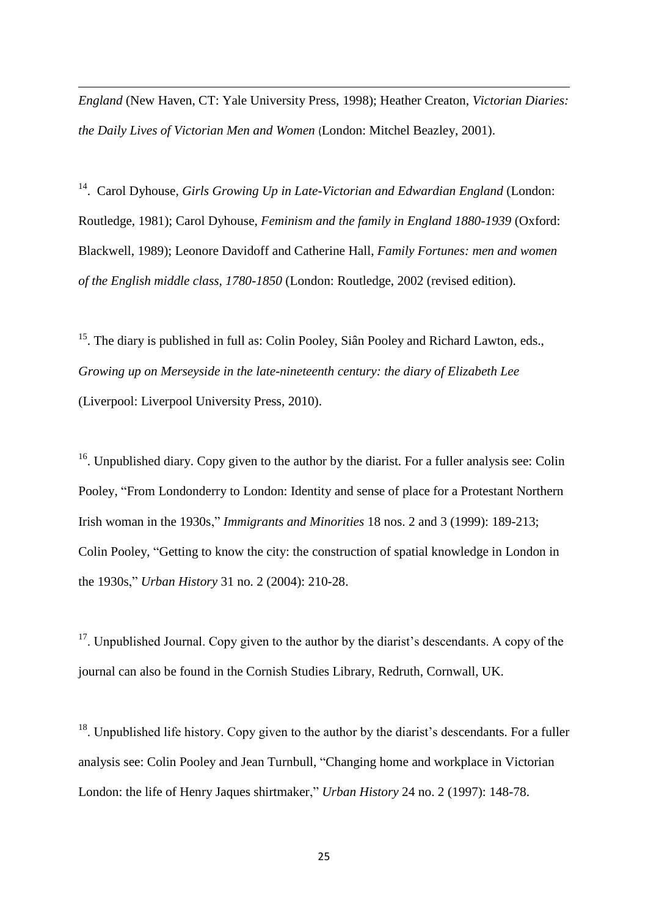*England* (New Haven, CT: Yale University Press, 1998); Heather Creaton, *Victorian Diaries: the Daily Lives of Victorian Men and Women* (London: Mitchel Beazley, 2001).

[14]. Carol Dyhouse, *Girls Growing Up in Late-Victorian and Edwardian England* (London: Routledge, 1981); Carol Dyhouse, *Feminism and the family in England 1880-1939* (Oxford: Blackwell, 1989); Leonore Davidoff and Catherine Hall, *Family Fortunes: men and women of the English middle class, 1780-1850* (London: Routledge, 2002 (revised edition).

[15]. The diary is published in full as: Colin Pooley, Siân Pooley and Richard Lawton, eds., *Growing up on Merseyside in the late-nineteenth century: the diary of Elizabeth Lee* (Liverpool: Liverpool University Press, 2010).

[16]. Unpublished diary. Copy given to the author by the diarist. For a fuller analysis see: Colin Pooley, "From Londonderry to London: Identity and sense of place for a Protestant Northern Irish woman in the 1930s," *Immigrants and Minorities* 18 nos. 2 and 3 (1999): 189-213; Colin Pooley, "Getting to know the city: the construction of spatial knowledge in London in the 1930s," *Urban History* 31 no. 2 (2004): 210-28.

[17]. Unpublished Journal. Copy given to the author by the diarist's descendants. A copy of the journal can also be found in the Cornish Studies Library, Redruth, Cornwall, UK.

[18]. Unpublished life history. Copy given to the author by the diarist's descendants. For a fuller analysis see: Colin Pooley and Jean Turnbull, "Changing home and workplace in Victorian London: the life of Henry Jaques shirtmaker," *Urban History* 24 no. 2 (1997): 148-78.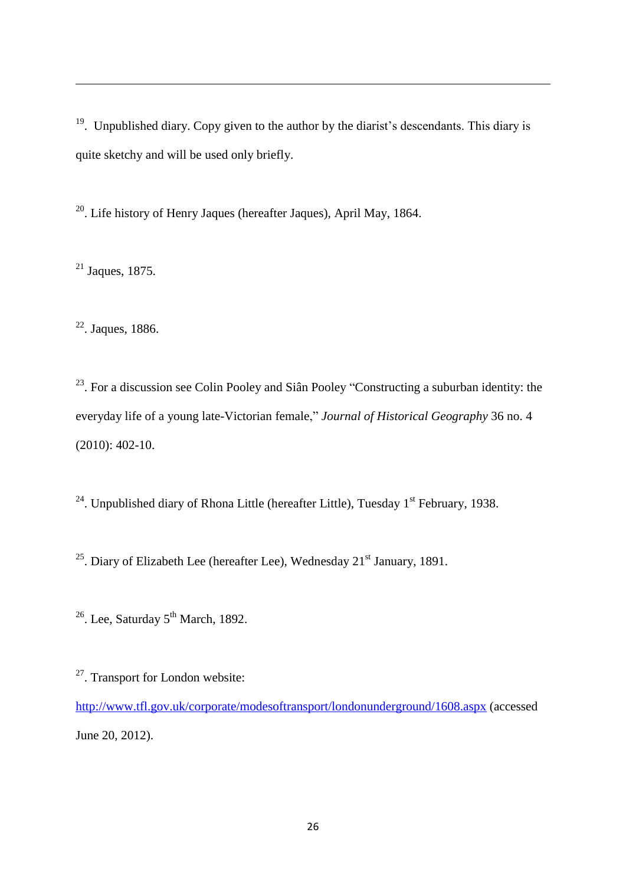[19]. Unpublished diary. Copy given to the author by the diarist's descendants. This diary is quite sketchy and will be used only briefly.

[20]. Life history of Henry Jaques (hereafter Jaques), April May, 1864.

[21] Jaques, 1875.

[22]. Jaques, 1886.

[23]. For a discussion see Colin Pooley and Siân Pooley "Constructing a suburban identity: the everyday life of a young late-Victorian female," *Journal of Historical Geography* 36 no. 4 (2010): 402-10.

[24]. Unpublished diary of Rhona Little (hereafter Little), Tuesday 1st February, 1938.

[25]. Diary of Elizabeth Lee (hereafter Lee), Wednesday 21st January, 1891.

[26]. Lee, Saturday 5th March, 1892.

[27]. Transport for London website: http://www.tfl.gov.uk/corporate/modesoftransport/londonunderground/1608.aspx (accessed June 20, 2012).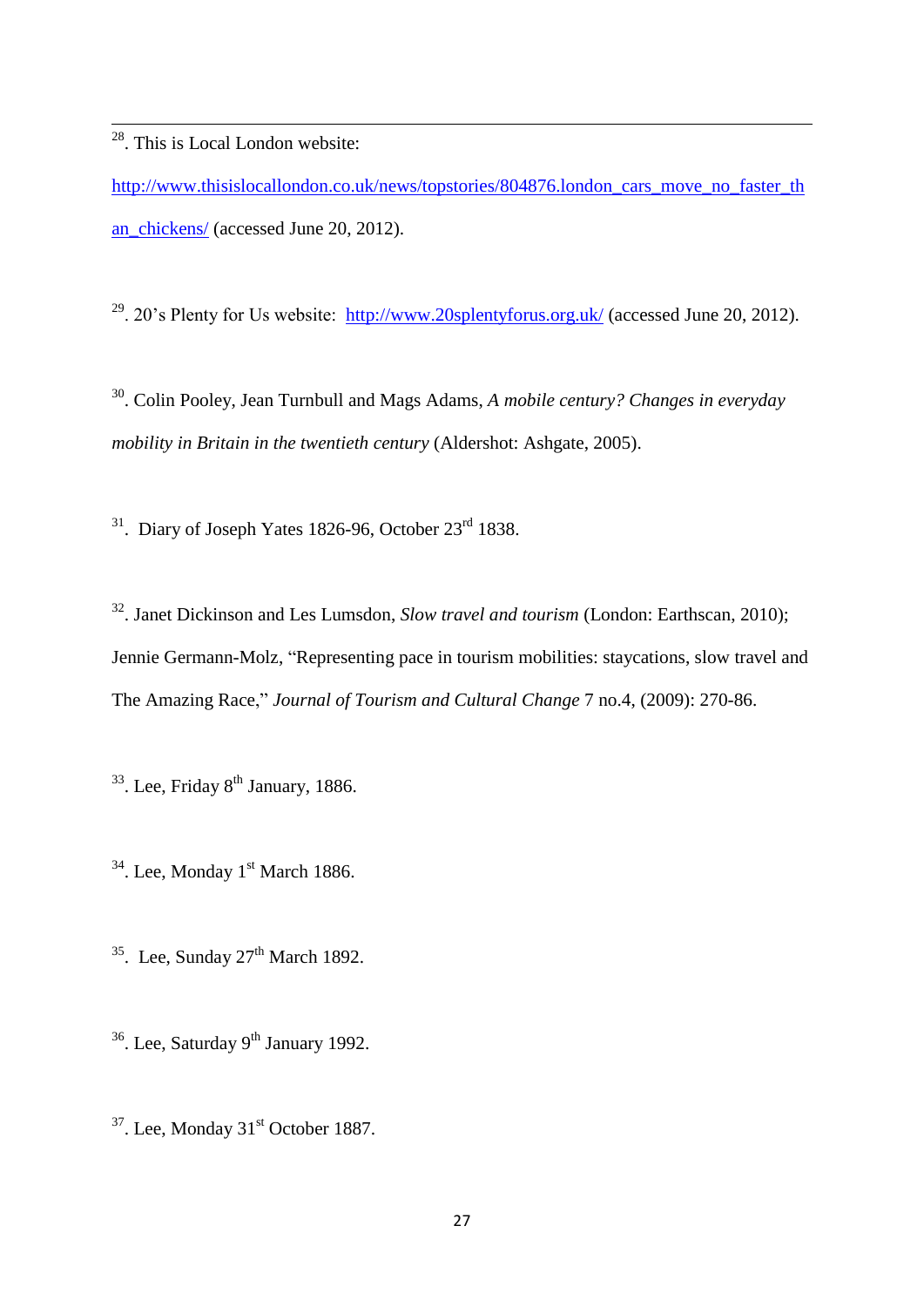[28]. This is Local London website: http://www.thisislocallondon.co.uk/news/topstories/804876.london_cars_move_no_faster_than_chickens/ (accessed June 20, 2012).

[29]. 20's Plenty for Us website: http://www.20splentyforus.org.uk/ (accessed June 20, 2012).

[30]. Colin Pooley, Jean Turnbull and Mags Adams, *A mobile century? Changes in everyday mobility in Britain in the twentieth century* (Aldershot: Ashgate, 2005).

[31]. Diary of Joseph Yates 1826-96, October 23rd 1838.

[32]. Janet Dickinson and Les Lumsdon, *Slow travel and tourism* (London: Earthscan, 2010); Jennie Germann-Molz, "Representing pace in tourism mobilities: staycations, slow travel and The Amazing Race," *Journal of Tourism and Cultural Change* 7 no.4, (2009): 270-86.

[33]. Lee, Friday 8th January, 1886.

[34]. Lee, Monday 1st March 1886.

[35]. Lee, Sunday 27th March 1892.

[36]. Lee, Saturday 9th January 1992.

[37]. Lee, Monday 31st October 1887.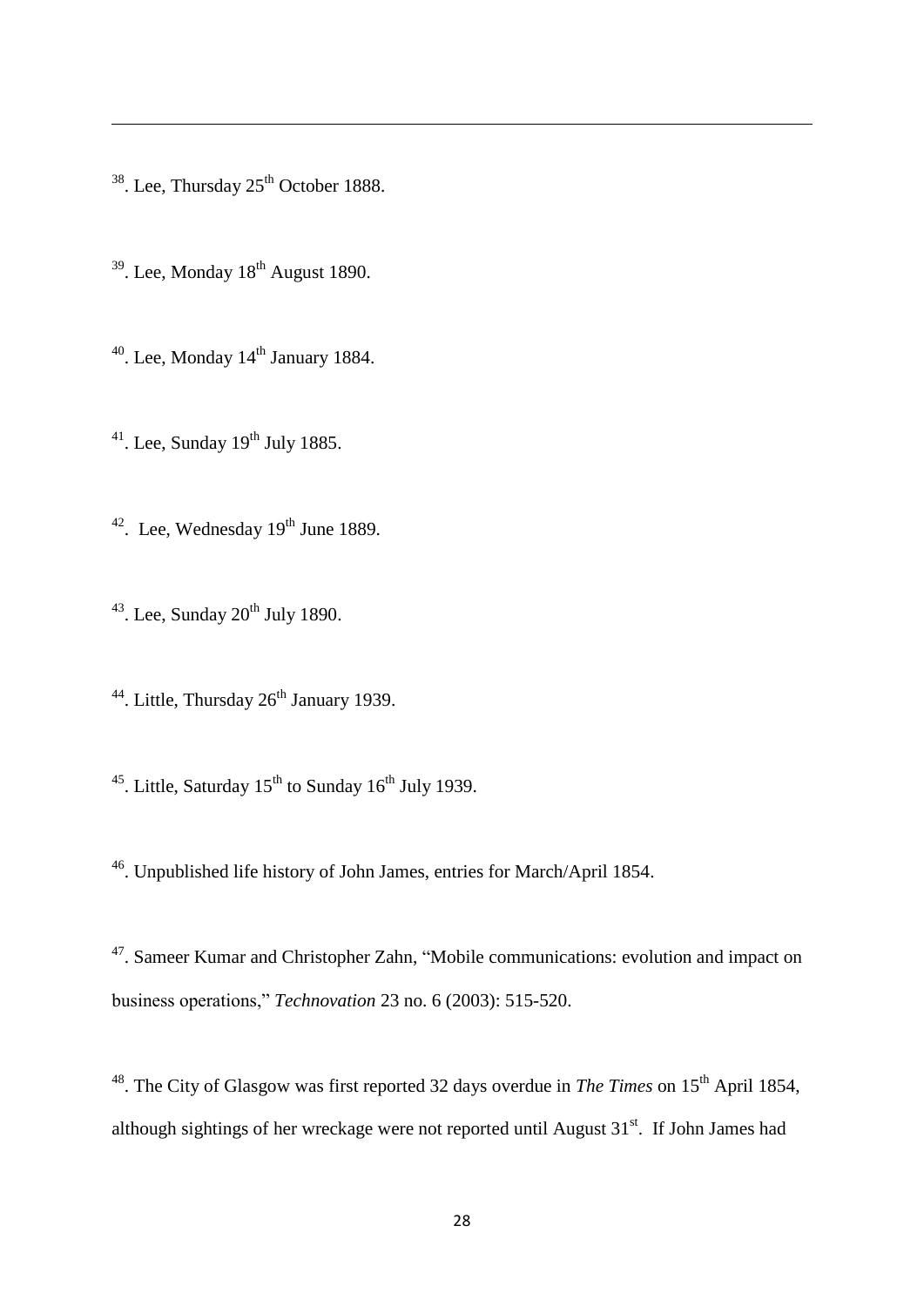[38]. Lee, Thursday 25th October 1888.

[39]. Lee, Monday 18th August 1890.

[40]. Lee, Monday 14th January 1884.

[41]. Lee, Sunday 19th July 1885.

[42]. Lee, Wednesday 19th June 1889.

[43]. Lee, Sunday 20th July 1890.

[44]. Little, Thursday 26th January 1939.

[45]. Little, Saturday 15th to Sunday 16th July 1939.

[46]. Unpublished life history of John James, entries for March/April 1854.

[47]. Sameer Kumar and Christopher Zahn, "Mobile communications: evolution and impact on business operations," *Technovation* 23 no. 6 (2003): 515-520.

[48]. The City of Glasgow was first reported 32 days overdue in *The Times* on 15th April 1854, although sightings of her wreckage were not reported until August 31st. If John James had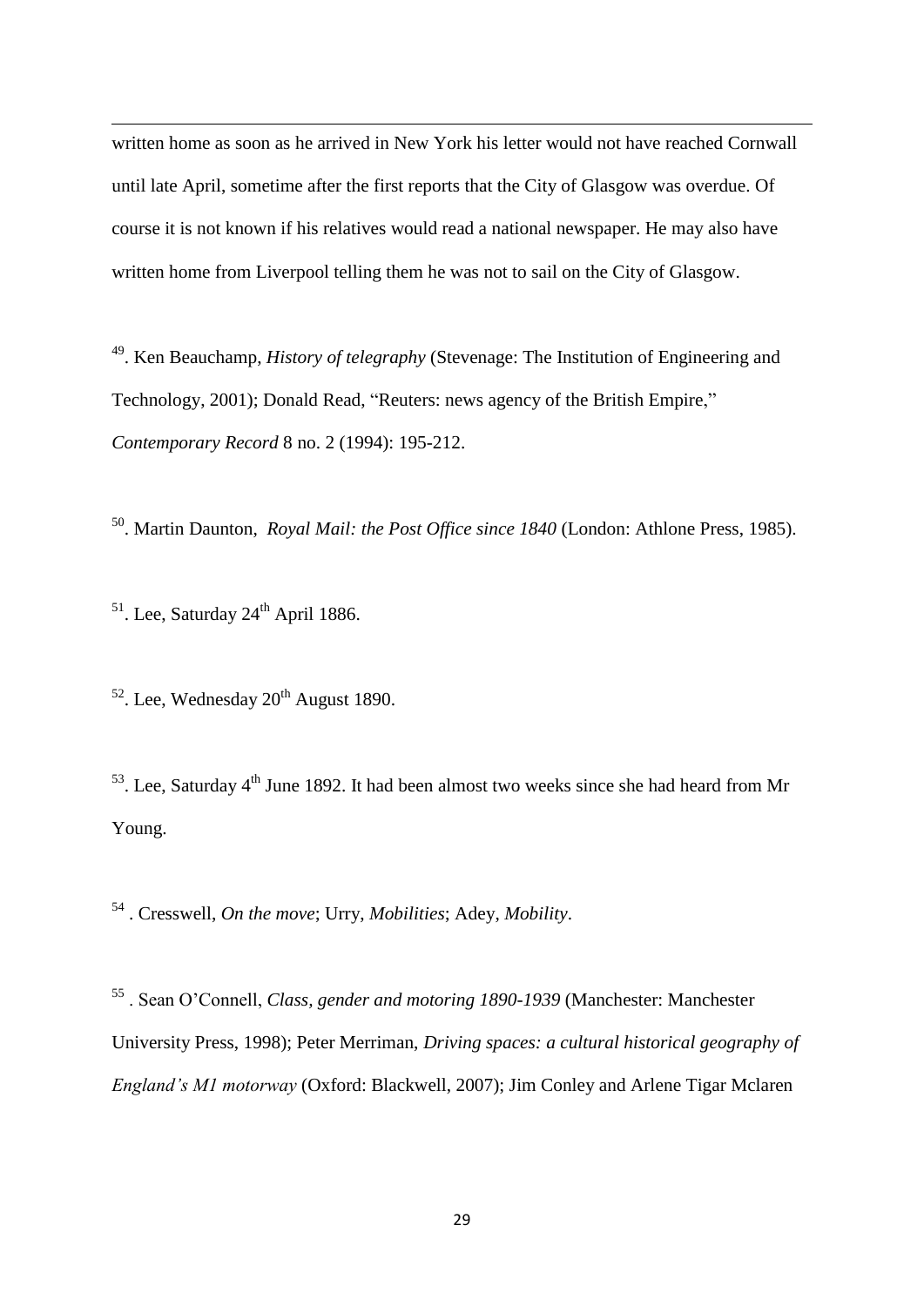written home as soon as he arrived in New York his letter would not have reached Cornwall until late April, sometime after the first reports that the City of Glasgow was overdue. Of course it is not known if his relatives would read a national newspaper. He may also have written home from Liverpool telling them he was not to sail on the City of Glasgow.

[49]. Ken Beauchamp, *History of telegraphy* (Stevenage: The Institution of Engineering and Technology, 2001); Donald Read, "Reuters: news agency of the British Empire," *Contemporary Record* 8 no. 2 (1994): 195-212.

[50]. Martin Daunton, *Royal Mail: the Post Office since 1840* (London: Athlone Press, 1985).

[51]. Lee, Saturday 24th April 1886.

[52]. Lee, Wednesday 20th August 1890.

[53]. Lee, Saturday 4th June 1892. It had been almost two weeks since she had heard from Mr Young.

[54]. Cresswell, *On the move*; Urry, *Mobilities*; Adey, *Mobility*.

[55]. Sean O'Connell, *Class, gender and motoring 1890-1939* (Manchester: Manchester University Press, 1998); Peter Merriman, *Driving spaces: a cultural historical geography of England's M1 motorway* (Oxford: Blackwell, 2007); Jim Conley and Arlene Tigar Mclaren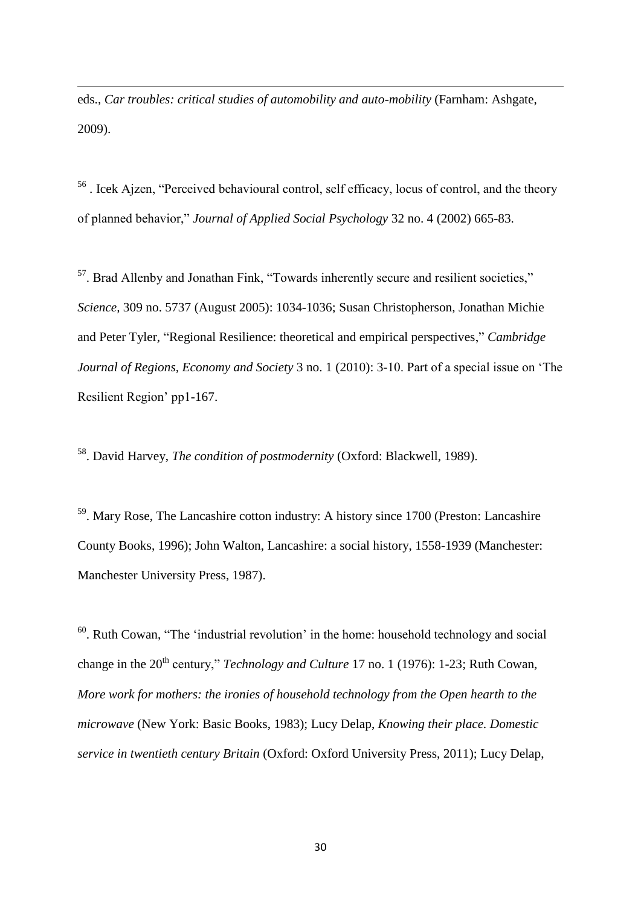eds., *Car troubles: critical studies of automobility and auto-mobility* (Farnham: Ashgate, 2009).

[56] . Icek Ajzen, "Perceived behavioural control, self efficacy, locus of control, and the theory of planned behavior," *Journal of Applied Social Psychology* 32 no. 4 (2002) 665-83.

[57]. Brad Allenby and Jonathan Fink, "Towards inherently secure and resilient societies," *Science,* 309 no. 5737 (August 2005): 1034-1036; Susan Christopherson, Jonathan Michie and Peter Tyler, "Regional Resilience: theoretical and empirical perspectives," *Cambridge Journal of Regions, Economy and Society* 3 no. 1 (2010): 3-10. Part of a special issue on 'The Resilient Region' pp1-167.

[58]. David Harvey, *The condition of postmodernity* (Oxford: Blackwell, 1989).

[59]. Mary Rose, The Lancashire cotton industry: A history since 1700 (Preston: Lancashire County Books, 1996); John Walton, Lancashire: a social history, 1558-1939 (Manchester: Manchester University Press, 1987).

[60]. Ruth Cowan, "The 'industrial revolution' in the home: household technology and social change in the 20th century," *Technology and Culture* 17 no. 1 (1976): 1-23; Ruth Cowan, *More work for mothers: the ironies of household technology from the Open hearth to the microwave* (New York: Basic Books, 1983); Lucy Delap, *Knowing their place. Domestic service in twentieth century Britain* (Oxford: Oxford University Press, 2011); Lucy Delap,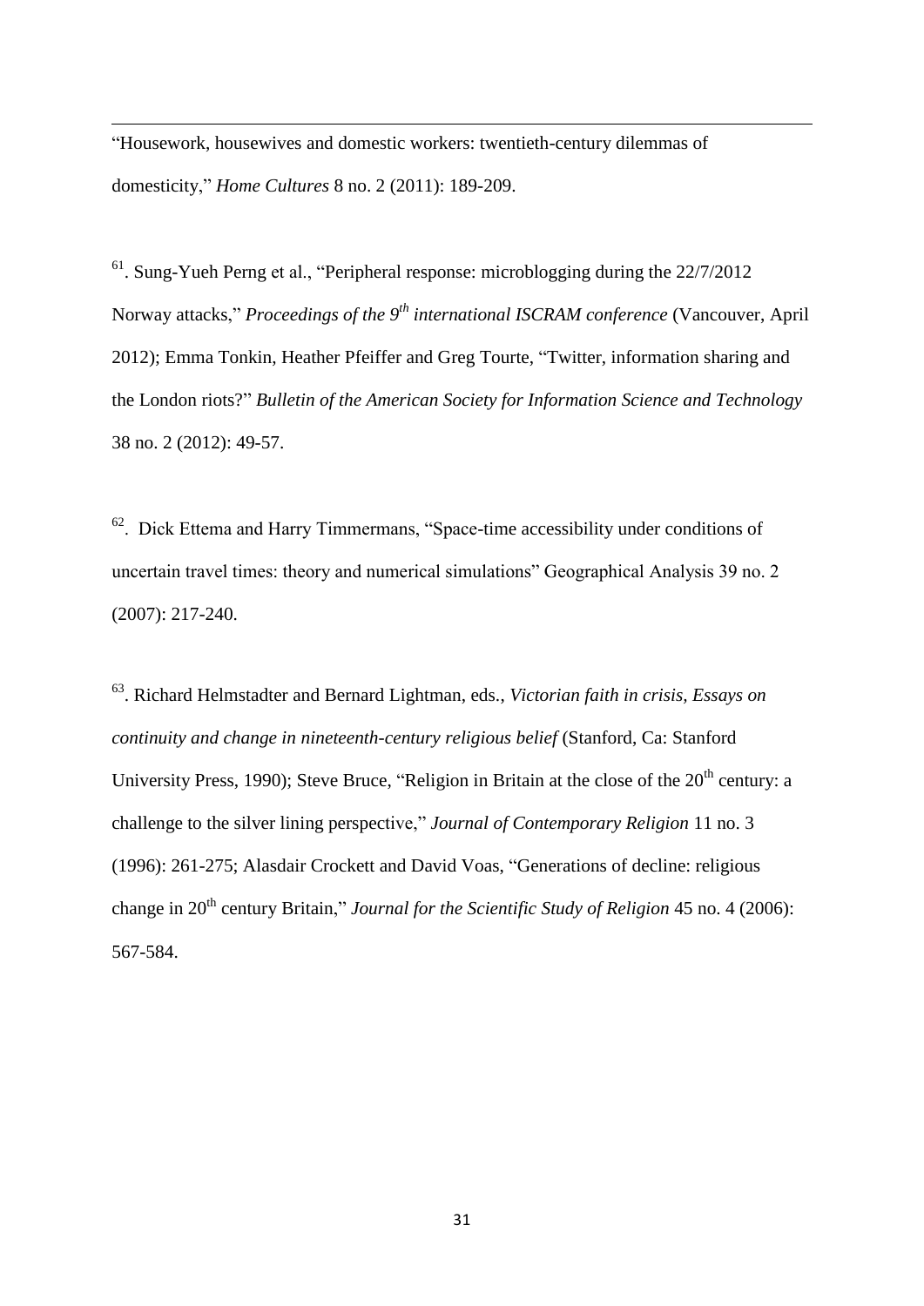"Housework, housewives and domestic workers: twentieth-century dilemmas of domesticity," *Home Cultures* 8 no. 2 (2011): 189-209.

[61]. Sung-Yueh Perng et al., "Peripheral response: microblogging during the 22/7/2012 Norway attacks," *Proceedings of the 9th international ISCRAM conference* (Vancouver, April 2012); Emma Tonkin, Heather Pfeiffer and Greg Tourte, "Twitter, information sharing and the London riots?" *Bulletin of the American Society for Information Science and Technology* 38 no. 2 (2012): 49-57.

[62]. Dick Ettema and Harry Timmermans, "Space-time accessibility under conditions of uncertain travel times: theory and numerical simulations" Geographical Analysis 39 no. 2 (2007): 217-240.

[63]. Richard Helmstadter and Bernard Lightman, eds., *Victorian faith in crisis, Essays on continuity and change in nineteenth-century religious belief* (Stanford, Ca: Stanford University Press, 1990); Steve Bruce, "Religion in Britain at the close of the 20th century: a challenge to the silver lining perspective," *Journal of Contemporary Religion* 11 no. 3 (1996): 261-275; Alasdair Crockett and David Voas, "Generations of decline: religious change in 20th century Britain," *Journal for the Scientific Study of Religion* 45 no. 4 (2006): 567-584.